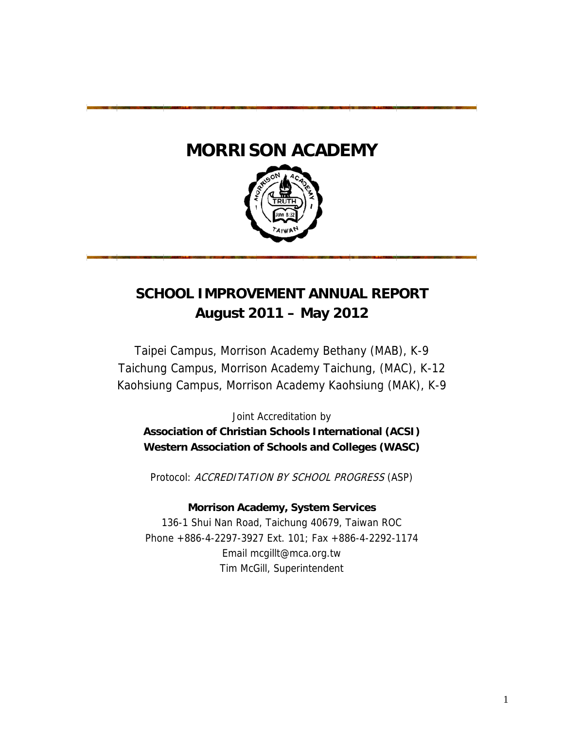# MORRISON ACADEMY

## SCHOOL IMPROVEMENT ANNUAL REPORT
## August 2011 – May 2012

Taipei Campus, Morrison Academy Bethany (MAB), K-9
Taichung Campus, Morrison Academy Taichung, (MAC), K-12
Kaohsiung Campus, Morrison Academy Kaohsiung (MAK), K-9

Joint Accreditation by

**Association of Christian Schools International (ACSI)**
**Western Association of Schools and Colleges (WASC)**

Protocol: *ACCREDITATION BY SCHOOL PROGRESS* (ASP)

**Morrison Academy, System Services**
136-1 Shui Nan Road, Taichung 40679, Taiwan ROC
Phone +886-4-2297-3927 Ext. 101; Fax +886-4-2292-1174
Email mcgillt@mca.org.tw
Tim McGill, Superintendent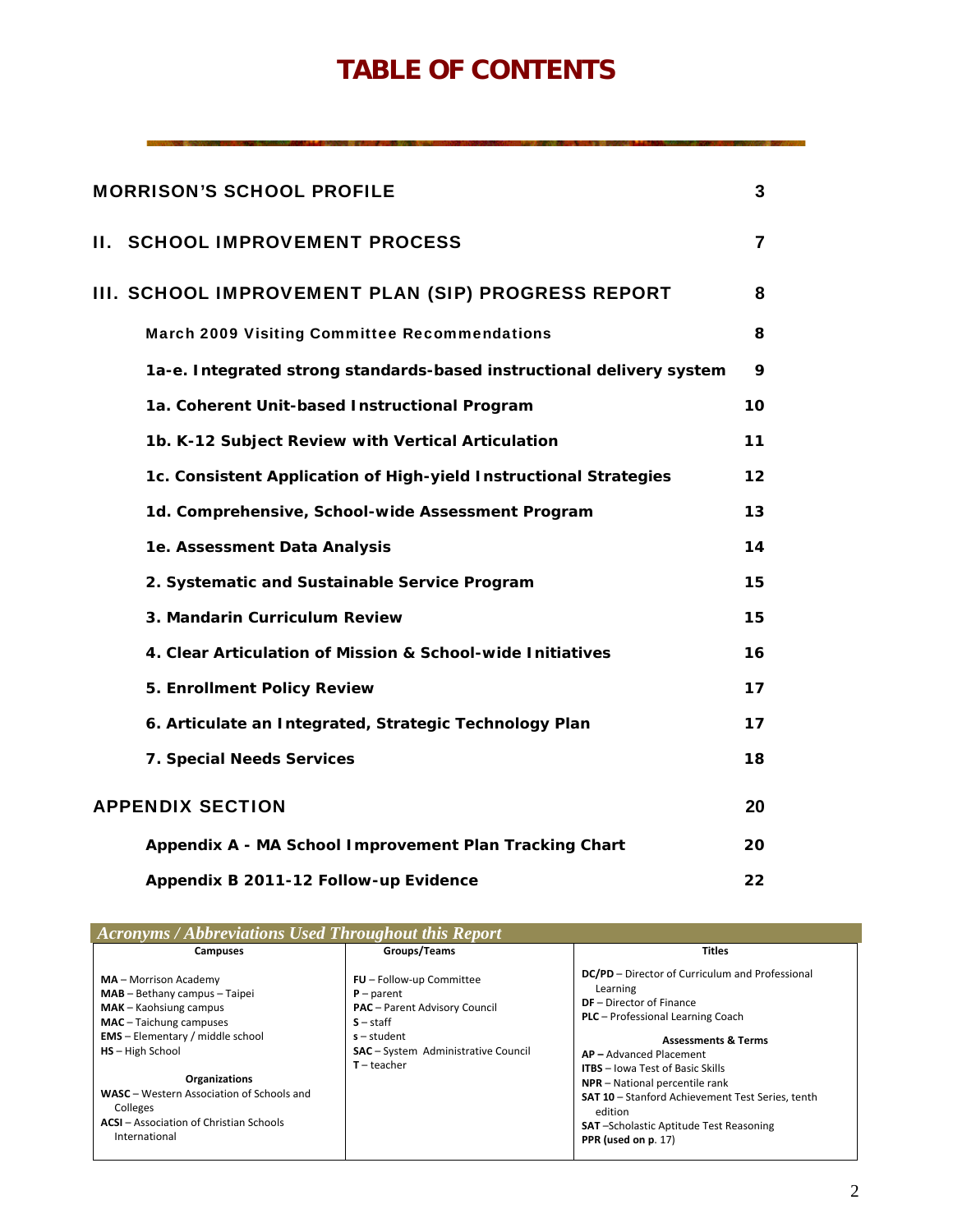# TABLE OF CONTENTS

| | |
|---|---|
| **MORRISON'S SCHOOL PROFILE** | **3** |
| **II. SCHOOL IMPROVEMENT PROCESS** | **7** |
| **III. SCHOOL IMPROVEMENT PLAN (SIP) PROGRESS REPORT** | **8** |
| **March 2009 Visiting Committee Recommendations** | **8** |
| **1a-e. Integrated strong standards-based instructional delivery system** | **9** |
| **1a. Coherent Unit-based Instructional Program** | **10** |
| **1b. K-12 Subject Review with Vertical Articulation** | **11** |
| **1c. Consistent Application of High-yield Instructional Strategies** | **12** |
| **1d. Comprehensive, School-wide Assessment Program** | **13** |
| **1e. Assessment Data Analysis** | **14** |
| **2. Systematic and Sustainable Service Program** | **15** |
| **3. Mandarin Curriculum Review** | **15** |
| **4. Clear Articulation of Mission & School-wide Initiatives** | **16** |
| **5. Enrollment Policy Review** | **17** |
| **6. Articulate an Integrated, Strategic Technology Plan** | **17** |
| **7. Special Needs Services** | **18** |
| **APPENDIX SECTION** | **20** |
| **Appendix A - MA School Improvement Plan Tracking Chart** | **20** |
| **Appendix B 2011-12 Follow-up Evidence** | **22** |

*Acronyms / Abbreviations Used Throughout this Report*

| Campuses | Groups/Teams | Titles |
|---|---|---|
| **MA** – Morrison Academy<br>**MAB** – Bethany campus – Taipei<br>**MAK** – Kaohsiung campus<br>**MAC** – Taichung campuses<br>**EMS** – Elementary / middle school<br>**HS** – High School<br><br>**Organizations**<br>**WASC** – Western Association of Schools and Colleges<br>**ACSI** – Association of Christian Schools International | **FU** – Follow-up Committee<br>**P** – parent<br>**PAC** – Parent Advisory Council<br>**S** – staff<br>**s** – student<br>**SAC** – System Administrative Council<br>**T** – teacher | **DC/PD** – Director of Curriculum and Professional Learning<br>**DF** – Director of Finance<br>**PLC** – Professional Learning Coach<br><br>**Assessments & Terms**<br>**AP –** Advanced Placement<br>**ITBS** – Iowa Test of Basic Skills<br>**NPR** – National percentile rank<br>**SAT 10** – Stanford Achievement Test Series, tenth edition<br>**SAT** –Scholastic Aptitude Test Reasoning<br>**PPR (used on p.** 17) |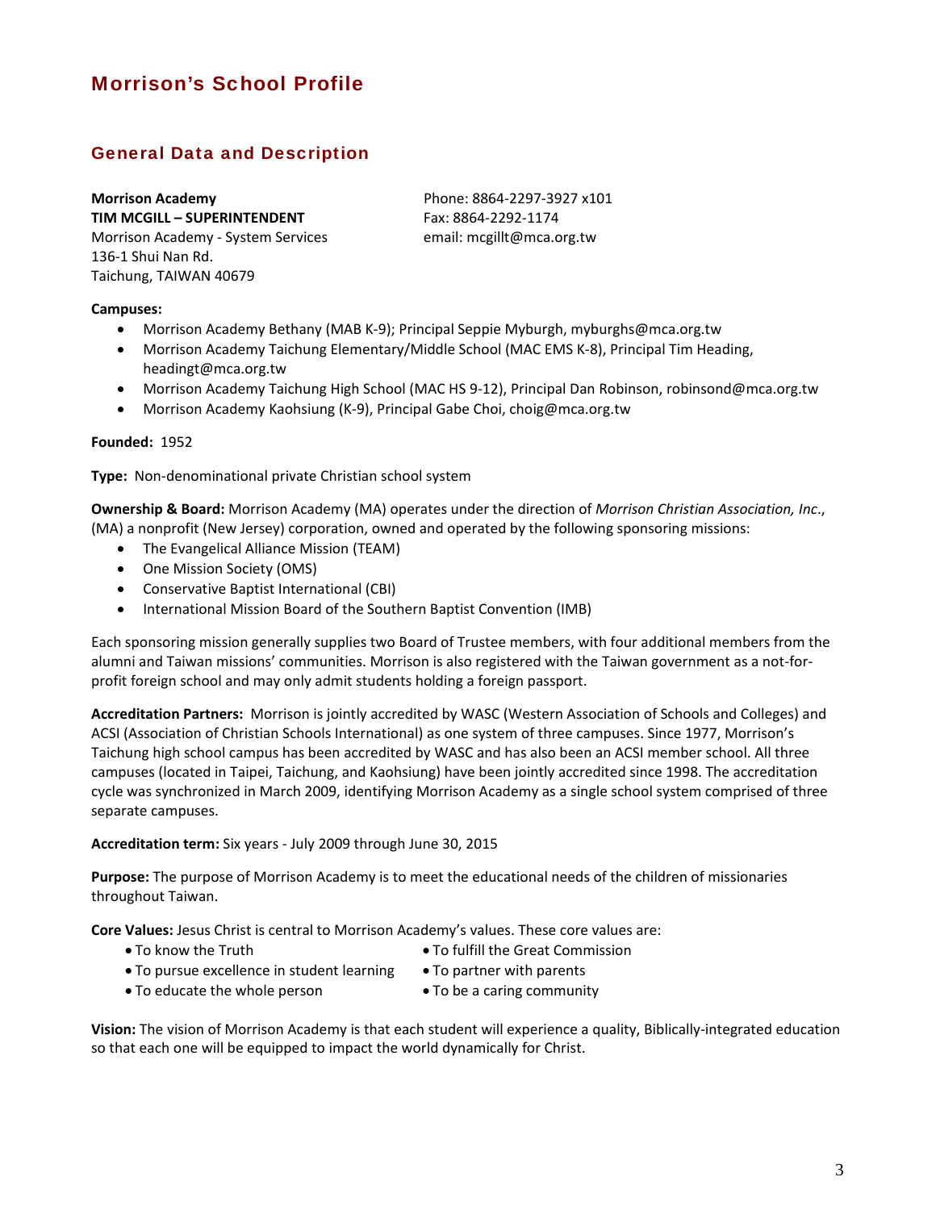# Morrison's School Profile

## General Data and Description

**Morrison Academy**
**TIM MCGILL – SUPERINTENDENT**
Morrison Academy - System Services
136-1 Shui Nan Rd.
Taichung, TAIWAN 40679

Phone: 8864-2297-3927 x101
Fax: 8864-2292-1174
email: mcgillt@mca.org.tw

**Campuses:**

- Morrison Academy Bethany (MAB K-9); Principal Seppie Myburgh, myburghs@mca.org.tw
- Morrison Academy Taichung Elementary/Middle School (MAC EMS K-8), Principal Tim Heading, headingt@mca.org.tw
- Morrison Academy Taichung High School (MAC HS 9-12), Principal Dan Robinson, robinsond@mca.org.tw
- Morrison Academy Kaohsiung (K-9), Principal Gabe Choi, choig@mca.org.tw

**Founded:** 1952

**Type:** Non-denominational private Christian school system

**Ownership & Board:** Morrison Academy (MA) operates under the direction of *Morrison Christian Association, Inc*., (MA) a nonprofit (New Jersey) corporation, owned and operated by the following sponsoring missions:

- The Evangelical Alliance Mission (TEAM)
- One Mission Society (OMS)
- Conservative Baptist International (CBI)
- International Mission Board of the Southern Baptist Convention (IMB)

Each sponsoring mission generally supplies two Board of Trustee members, with four additional members from the alumni and Taiwan missions' communities. Morrison is also registered with the Taiwan government as a not-for-profit foreign school and may only admit students holding a foreign passport.

**Accreditation Partners:** Morrison is jointly accredited by WASC (Western Association of Schools and Colleges) and ACSI (Association of Christian Schools International) as one system of three campuses. Since 1977, Morrison's Taichung high school campus has been accredited by WASC and has also been an ACSI member school. All three campuses (located in Taipei, Taichung, and Kaohsiung) have been jointly accredited since 1998. The accreditation cycle was synchronized in March 2009, identifying Morrison Academy as a single school system comprised of three separate campuses.

**Accreditation term:** Six years - July 2009 through June 30, 2015

**Purpose:** The purpose of Morrison Academy is to meet the educational needs of the children of missionaries throughout Taiwan.

**Core Values:** Jesus Christ is central to Morrison Academy's values. These core values are:

- To know the Truth
- To pursue excellence in student learning
- To educate the whole person
- To fulfill the Great Commission
- To partner with parents
- To be a caring community

**Vision:** The vision of Morrison Academy is that each student will experience a quality, Biblically-integrated education so that each one will be equipped to impact the world dynamically for Christ.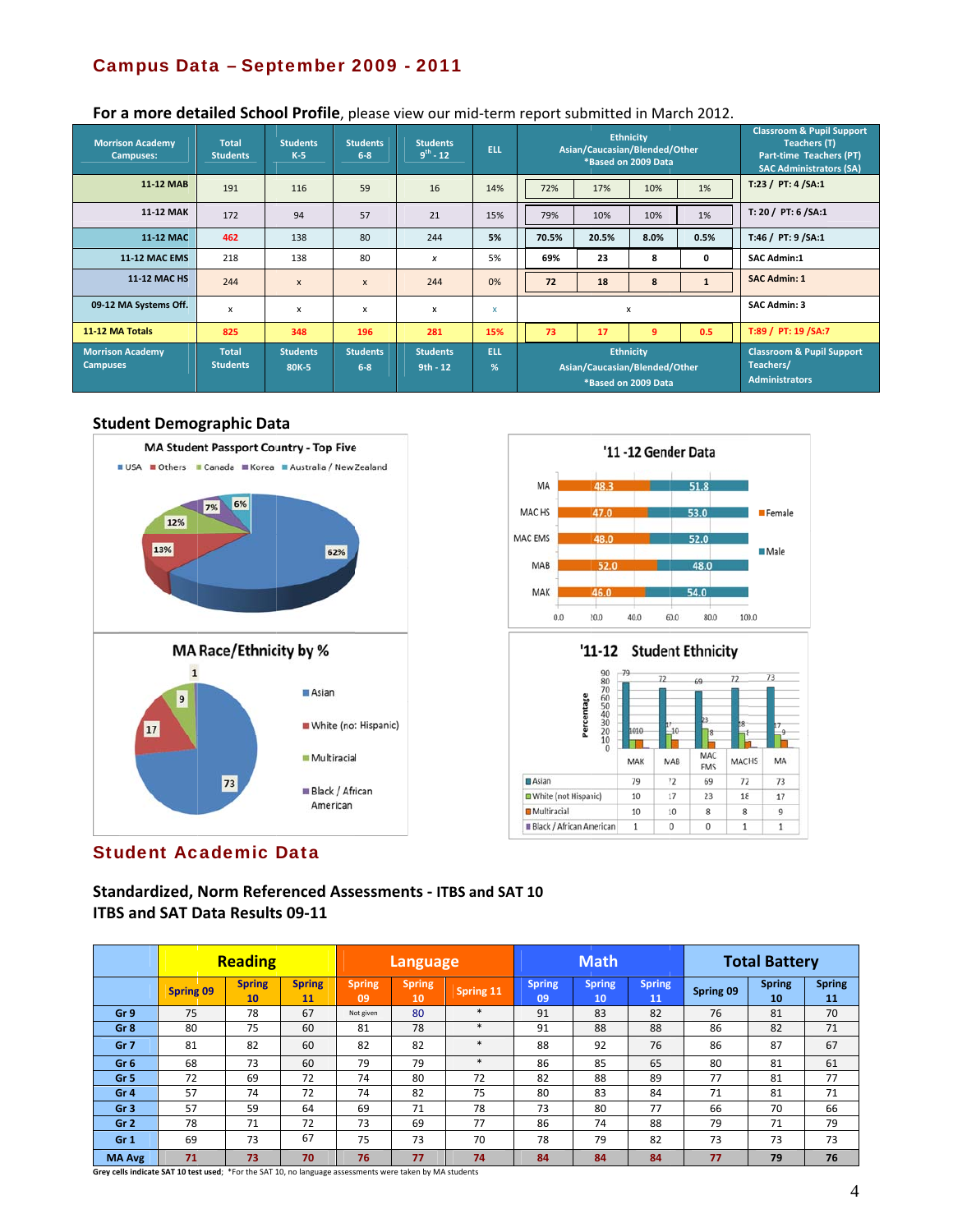## Campus Data – September 2009 - 2011

**For a more detailed School Profile**, please view our mid-term report submitted in March 2012.

| Morrison Academy Campuses: | Total Students | Students K-5 | Students 6-8 | Students 9th - 12 | ELL | Ethnicity Asian/Caucasian/Blended/Other *Based on 2009 Data | | | | Classroom & Pupil Support Teachers (T) Part-time Teachers (PT) SAC Administrators (SA) |
|---|---|---|---|---|---|---|---|---|---|---|
| 11-12 MAB | 191 | 116 | 59 | 16 | 14% | 72% | 17% | 10% | 1% | T:23 / PT: 4 /SA:1 |
| 11-12 MAK | 172 | 94 | 57 | 21 | 15% | 79% | 10% | 10% | 1% | T: 20 / PT: 6 /SA:1 |
| 11-12 MAC | 462 | 138 | 80 | 244 | 5% | 70.5% | 20.5% | 8.0% | 0.5% | T:46 / PT: 9 /SA:1 |
| 11-12 MAC EMS | 218 | 138 | 80 | x | 5% | 69% | 23 | 8 | 0 | SAC Admin:1 |
| 11-12 MAC HS | 244 | x | x | 244 | 0% | 72 | 18 | 8 | 1 | SAC Admin: 1 |
| 09-12 MA Systems Off. | x | x | x | x | x | x | | | | SAC Admin: 3 |
| 11-12 MA Totals | 825 | 348 | 196 | 281 | 15% | 73 | 17 | 9 | 0.5 | T:89 / PT: 19 /SA:7 |
| Morrison Academy Campuses | Total Students | Students 80K-5 | Students 6-8 | Students 9th - 12 | ELL % | Ethnicity Asian/Caucasian/Blended/Other *Based on 2009 Data | | | | Classroom & Pupil Support Teachers/ Administrators |

### Student Demographic Data

**MA Student Passport Country - Top Five**

USA 62%, Others 13%, Canada 12%, Korea 7%, Australia / New Zealand 6%

**'11 -12 Gender Data**

| Campus | Female | Male |
|---|---|---|
| MA | 48.3 | 51.8 |
| MAC HS | 47.0 | 53.0 |
| MAC EMS | 48.0 | 52.0 |
| MAB | 52.0 | 48.0 |
| MAK | 46.0 | 54.0 |

**MA Race/Ethnicity by %**

Asian 73, White (not Hispanic) 17, Multiracial 9, Black / African American 1

**'11-12 Student Ethnicity**

| | MAK | MAB | MAC EMS | MACHS | MA |
|---|---|---|---|---|---|
| Asian | 79 | 72 | 69 | 72 | 73 |
| White (not Hispanic) | 10 | 17 | 23 | 18 | 17 |
| Multiracial | 10 | 10 | 8 | 8 | 9 |
| Black / African American | 1 | 0 | 0 | 1 | 1 |

## Student Academic Data

**Standardized, Norm Referenced Assessments - ITBS and SAT 10**
**ITBS and SAT Data Results 09-11**

| | Reading | | | Language | | | Math | | | Total Battery | | |
|---|---|---|---|---|---|---|---|---|---|---|---|---|
| | Spring 09 | Spring 10 | Spring 11 | Spring 09 | Spring 10 | Spring 11 | Spring 09 | Spring 10 | Spring 11 | Spring 09 | Spring 10 | Spring 11 |
| Gr 9 | 75 | 78 | 67 | Not given | 80 | * | 91 | 83 | 82 | 76 | 81 | 70 |
| Gr 8 | 80 | 75 | 60 | 81 | 78 | * | 91 | 88 | 88 | 86 | 82 | 71 |
| Gr 7 | 81 | 82 | 60 | 82 | 82 | * | 88 | 92 | 76 | 86 | 87 | 67 |
| Gr 6 | 68 | 73 | 60 | 79 | 79 | * | 86 | 85 | 65 | 80 | 81 | 61 |
| Gr 5 | 72 | 69 | 72 | 74 | 80 | 72 | 82 | 88 | 89 | 77 | 81 | 77 |
| Gr 4 | 57 | 74 | 72 | 74 | 82 | 75 | 80 | 83 | 84 | 71 | 81 | 71 |
| Gr 3 | 57 | 59 | 64 | 69 | 71 | 78 | 73 | 80 | 77 | 66 | 70 | 66 |
| Gr 2 | 78 | 71 | 72 | 73 | 69 | 77 | 86 | 74 | 88 | 79 | 71 | 79 |
| Gr 1 | 69 | 73 | 67 | 75 | 73 | 70 | 78 | 79 | 82 | 73 | 73 | 73 |
| MA Avg | 71 | 73 | 70 | 76 | 77 | 74 | 84 | 84 | 84 | 77 | 79 | 76 |

**Grey cells indicate SAT 10 test used;** *For the SAT 10, no language assessments were taken by MA students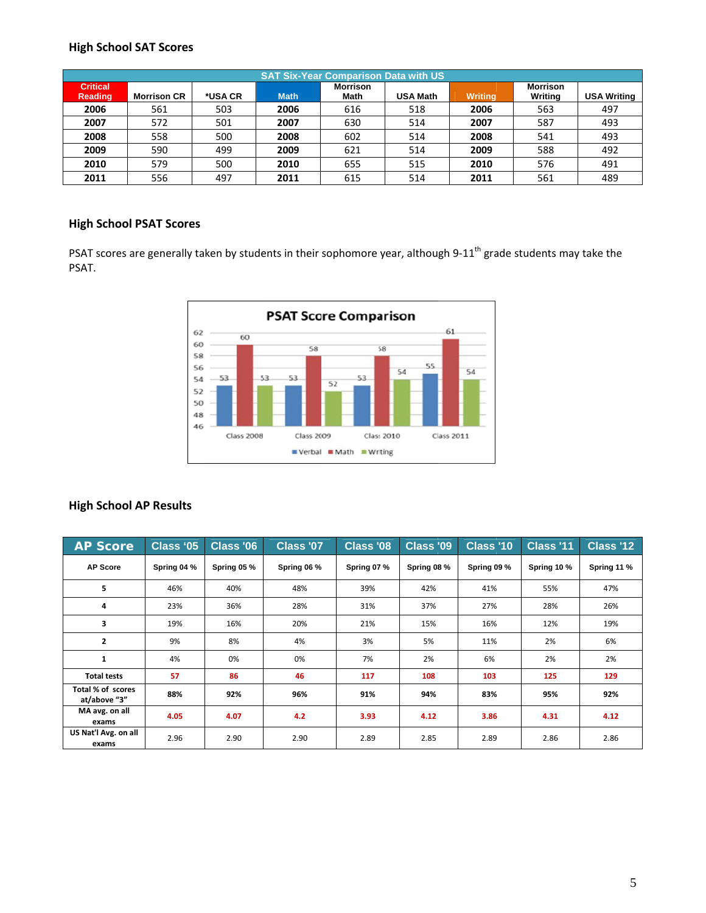### High School SAT Scores

| SAT Six-Year Comparison Data with US | | | | | | | | |
|---|---|---|---|---|---|---|---|---|
| Critical Reading | Morrison CR | *USA CR | Math | Morrison Math | USA Math | Writing | Morrison Writing | USA Writing |
| 2006 | 561 | 503 | 2006 | 616 | 518 | 2006 | 563 | 497 |
| 2007 | 572 | 501 | 2007 | 630 | 514 | 2007 | 587 | 493 |
| 2008 | 558 | 500 | 2008 | 602 | 514 | 2008 | 541 | 493 |
| 2009 | 590 | 499 | 2009 | 621 | 514 | 2009 | 588 | 492 |
| 2010 | 579 | 500 | 2010 | 655 | 515 | 2010 | 576 | 491 |
| 2011 | 556 | 497 | 2011 | 615 | 514 | 2011 | 561 | 489 |

### High School PSAT Scores

PSAT scores are generally taken by students in their sophomore year, although 9-11th grade students may take the PSAT.

**PSAT Score Comparison**

| | Verbal | Math | Writing |
|---|---|---|---|
| Class 2008 | 53 | 60 | 53 |
| Class 2009 | 53 | 58 | 52 |
| Class 2010 | 53 | 58 | 54 |
| Class 2011 | 55 | 61 | 54 |

### High School AP Results

| AP Score | Class '05 | Class '06 | Class '07 | Class '08 | Class '09 | Class '10 | Class '11 | Class '12 |
|---|---|---|---|---|---|---|---|---|
| AP Score | Spring 04 % | Spring 05 % | Spring 06 % | Spring 07 % | Spring 08 % | Spring 09 % | Spring 10 % | Spring 11 % |
| 5 | 46% | 40% | 48% | 39% | 42% | 41% | 55% | 47% |
| 4 | 23% | 36% | 28% | 31% | 37% | 27% | 28% | 26% |
| 3 | 19% | 16% | 20% | 21% | 15% | 16% | 12% | 19% |
| 2 | 9% | 8% | 4% | 3% | 5% | 11% | 2% | 6% |
| 1 | 4% | 0% | 0% | 7% | 2% | 6% | 2% | 2% |
| Total tests | 57 | 86 | 46 | 117 | 108 | 103 | 125 | 129 |
| Total % of scores at/above "3" | 88% | 92% | 96% | 91% | 94% | 83% | 95% | 92% |
| MA avg. on all exams | 4.05 | 4.07 | 4.2 | 3.93 | 4.12 | 3.86 | 4.31 | 4.12 |
| US Nat'l Avg. on all exams | 2.96 | 2.90 | 2.90 | 2.89 | 2.85 | 2.89 | 2.86 | 2.86 |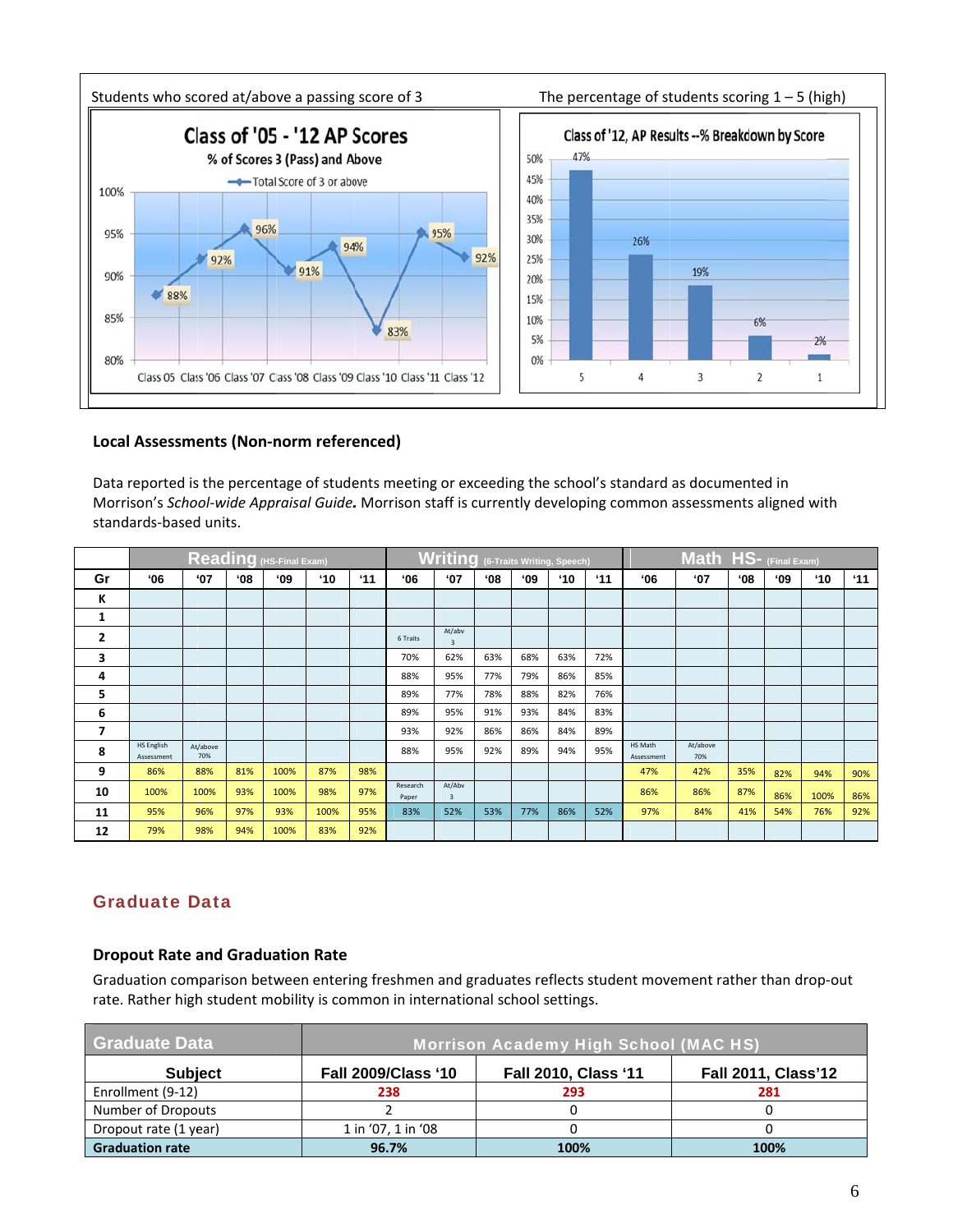Students who scored at/above a passing score of 3

The percentage of students scoring 1 – 5 (high)

**Class of '05 - '12 AP Scores**
% of Scores 3 (Pass) and Above
Total Score of 3 or above

| Class | Class 05 | Class '06 | Class '07 | Class '08 | Class '09 | Class '10 | Class '11 | Class '12 |
|---|---|---|---|---|---|---|---|---|
| % | 88% | 92% | 96% | 91% | 94% | 83% | 95% | 92% |

**Class of '12, AP Results --% Breakdown by Score**

| Score | 5 | 4 | 3 | 2 | 1 |
|---|---|---|---|---|---|
| % | 47% | 26% | 19% | 6% | 2% |

### Local Assessments (Non-norm referenced)

Data reported is the percentage of students meeting or exceeding the school's standard as documented in Morrison's *School-wide Appraisal Guide***.** Morrison staff is currently developing common assessments aligned with standards-based units.

| | Reading (HS-Final Exam) | | | | | | Writing (6-Traits Writing, Speech) | | | | | | Math HS- (Final Exam) | | | | | |
|---|---|---|---|---|---|---|---|---|---|---|---|---|---|---|---|---|---|---|
| **Gr** | **'06** | **'07** | **'08** | **'09** | **'10** | **'11** | **'06** | **'07** | **'08** | **'09** | **'10** | **'11** | **'06** | **'07** | **'08** | **'09** | **'10** | **'11** |
| **K** | | | | | | | | | | | | | | | | | | |
| **1** | | | | | | | | | | | | | | | | | | |
| **2** | | | | | | | 6 Traits | At/abv 3 | | | | | | | | | | |
| **3** | | | | | | | 70% | 62% | 63% | 68% | 63% | 72% | | | | | | |
| **4** | | | | | | | 88% | 95% | 77% | 79% | 86% | 85% | | | | | | |
| **5** | | | | | | | 89% | 77% | 78% | 88% | 82% | 76% | | | | | | |
| **6** | | | | | | | 89% | 95% | 91% | 93% | 84% | 83% | | | | | | |
| **7** | | | | | | | 93% | 92% | 86% | 86% | 84% | 89% | | | | | | |
| **8** | HS English Assessment | At/above 70% | | | | | 88% | 95% | 92% | 89% | 94% | 95% | HS Math Assessment | At/above 70% | | | | |
| **9** | 86% | 88% | 81% | 100% | 87% | 98% | | | | | | | 47% | 42% | 35% | 82% | 94% | 90% |
| **10** | 100% | 100% | 93% | 100% | 98% | 97% | Research Paper | At/Abv 3 | | | | | 86% | 86% | 87% | 86% | 100% | 86% |
| **11** | 95% | 96% | 97% | 93% | 100% | 95% | 83% | 52% | 53% | 77% | 86% | 52% | 97% | 84% | 41% | 54% | 76% | 92% |
| **12** | 79% | 98% | 94% | 100% | 83% | 92% | | | | | | | | | | | | |

## Graduate Data

### Dropout Rate and Graduation Rate

Graduation comparison between entering freshmen and graduates reflects student movement rather than drop-out rate. Rather high student mobility is common in international school settings.

| Graduate Data | Morrison Academy High School (MAC HS) | | |
|---|---|---|---|
| **Subject** | **Fall 2009/Class '10** | **Fall 2010, Class '11** | **Fall 2011, Class'12** |
| Enrollment (9-12) | **238** | **293** | **281** |
| Number of Dropouts | 2 | 0 | 0 |
| Dropout rate (1 year) | 1 in '07, 1 in '08 | 0 | 0 |
| **Graduation rate** | **96.7%** | **100%** | **100%** |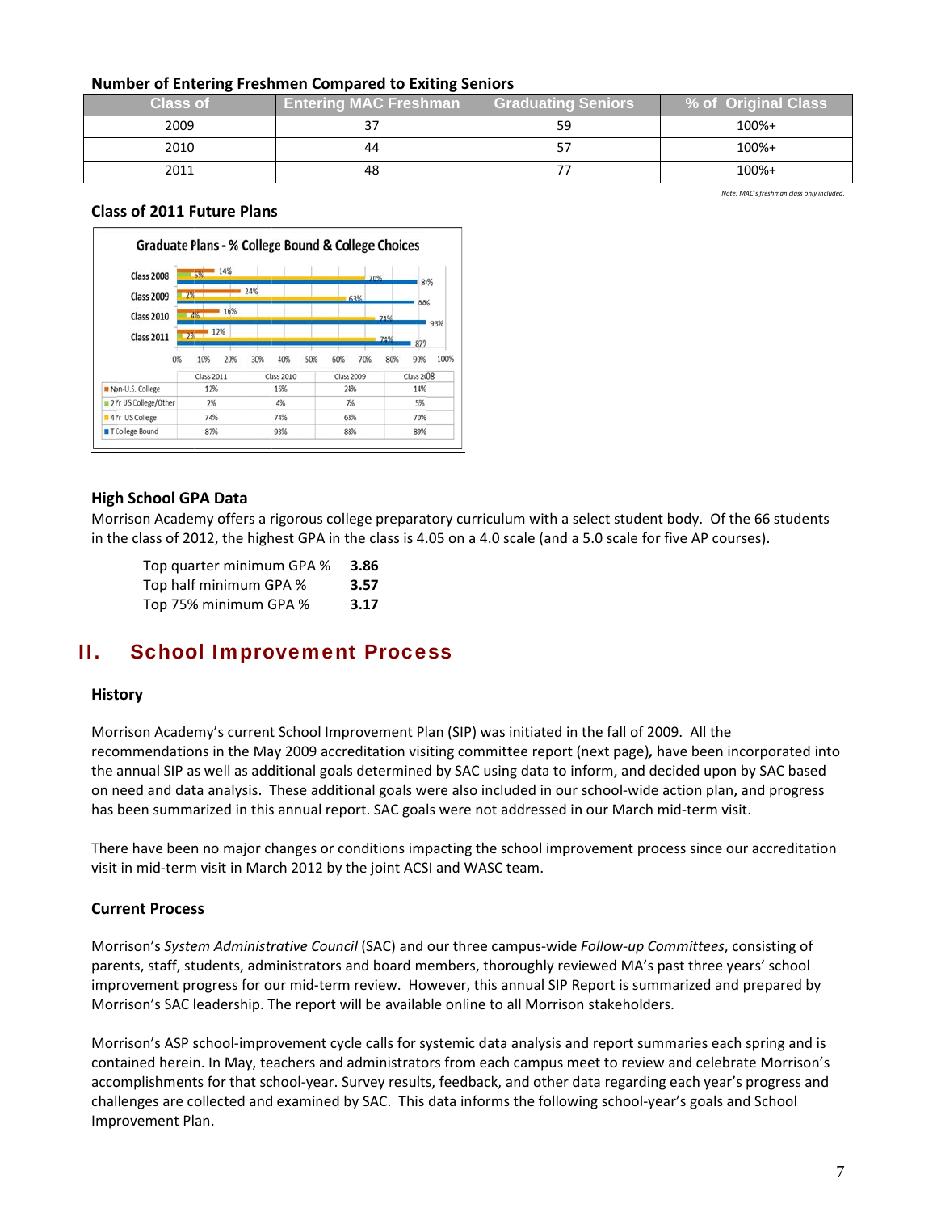**Number of Entering Freshmen Compared to Exiting Seniors**

| Class of | Entering MAC Freshman | Graduating Seniors | % of Original Class |
|---|---|---|---|
| 2009 | 37 | 59 | 100%+ |
| 2010 | 44 | 57 | 100%+ |
| 2011 | 48 | 77 | 100%+ |

*Note: MAC's freshman class only included.*

**Class of 2011 Future Plans**

Graduate Plans - % College Bound & College Choices

| | Class 2011 | Class 2010 | Class 2009 | Class 2008 |
|---|---|---|---|---|
| Non-U.S. College | 12% | 16% | 24% | 14% |
| 2 Yr US College/Other | 2% | 4% | 2% | 5% |
| 4 Yr US College | 74% | 74% | 63% | 70% |
| T College Bound | 87% | 93% | 88% | 89% |

**High School GPA Data**

Morrison Academy offers a rigorous college preparatory curriculum with a select student body. Of the 66 students in the class of 2012, the highest GPA in the class is 4.05 on a 4.0 scale (and a 5.0 scale for five AP courses).

| | |
|---|---|
| Top quarter minimum GPA % | **3.86** |
| Top half minimum GPA % | **3.57** |
| Top 75% minimum GPA % | **3.17** |

## II. School Improvement Process

**History**

Morrison Academy's current School Improvement Plan (SIP) was initiated in the fall of 2009. All the recommendations in the May 2009 accreditation visiting committee report (next page), have been incorporated into the annual SIP as well as additional goals determined by SAC using data to inform, and decided upon by SAC based on need and data analysis. These additional goals were also included in our school-wide action plan, and progress has been summarized in this annual report. SAC goals were not addressed in our March mid-term visit.

There have been no major changes or conditions impacting the school improvement process since our accreditation visit in mid-term visit in March 2012 by the joint ACSI and WASC team.

**Current Process**

Morrison's *System Administrative Council* (SAC) and our three campus-wide *Follow-up Committees*, consisting of parents, staff, students, administrators and board members, thoroughly reviewed MA's past three years' school improvement progress for our mid-term review. However, this annual SIP Report is summarized and prepared by Morrison's SAC leadership. The report will be available online to all Morrison stakeholders.

Morrison's ASP school-improvement cycle calls for systemic data analysis and report summaries each spring and is contained herein. In May, teachers and administrators from each campus meet to review and celebrate Morrison's accomplishments for that school-year. Survey results, feedback, and other data regarding each year's progress and challenges are collected and examined by SAC. This data informs the following school-year's goals and School Improvement Plan.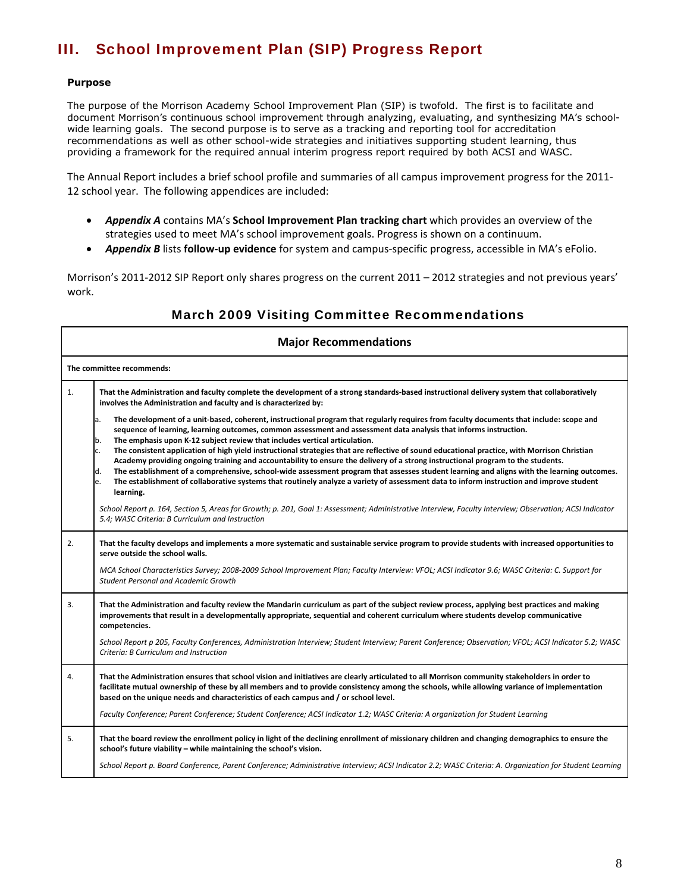# III. School Improvement Plan (SIP) Progress Report

**Purpose**

The purpose of the Morrison Academy School Improvement Plan (SIP) is twofold. The first is to facilitate and document Morrison's continuous school improvement through analyzing, evaluating, and synthesizing MA's school-wide learning goals. The second purpose is to serve as a tracking and reporting tool for accreditation recommendations as well as other school-wide strategies and initiatives supporting student learning, thus providing a framework for the required annual interim progress report required by both ACSI and WASC.

The Annual Report includes a brief school profile and summaries of all campus improvement progress for the 2011-12 school year. The following appendices are included:

- ***Appendix A*** contains MA's **School Improvement Plan tracking chart** which provides an overview of the strategies used to meet MA's school improvement goals. Progress is shown on a continuum.
- ***Appendix B*** lists **follow-up evidence** for system and campus-specific progress, accessible in MA's eFolio.

Morrison's 2011-2012 SIP Report only shares progress on the current 2011 – 2012 strategies and not previous years' work.

## March 2009 Visiting Committee Recommendations

| **Major Recommendations** | |
|---|---|
| **The committee recommends:** | |
| 1. | **That the Administration and faculty complete the development of a strong standards-based instructional delivery system that collaboratively involves the Administration and faculty and is characterized by:**<br>a. **The development of a unit-based, coherent, instructional program that regularly requires from faculty documents that include: scope and sequence of learning, learning outcomes, common assessment and assessment data analysis that informs instruction.**<br>b. **The emphasis upon K-12 subject review that includes vertical articulation.**<br>c. **The consistent application of high yield instructional strategies that are reflective of sound educational practice, with Morrison Christian Academy providing ongoing training and accountability to ensure the delivery of a strong instructional program to the students.**<br>d. **The establishment of a comprehensive, school-wide assessment program that assesses student learning and aligns with the learning outcomes.**<br>e. **The establishment of collaborative systems that routinely analyze a variety of assessment data to inform instruction and improve student learning.**<br><br>*School Report p. 164, Section 5, Areas for Growth; p. 201, Goal 1: Assessment; Administrative Interview, Faculty Interview; Observation; ACSI Indicator 5.4; WASC Criteria: B Curriculum and Instruction* |
| 2. | **That the faculty develops and implements a more systematic and sustainable service program to provide students with increased opportunities to serve outside the school walls.**<br><br>*MCA School Characteristics Survey; 2008-2009 School Improvement Plan; Faculty Interview: VFOL; ACSI Indicator 9.6; WASC Criteria: C. Support for Student Personal and Academic Growth* |
| 3. | **That the Administration and faculty review the Mandarin curriculum as part of the subject review process, applying best practices and making improvements that result in a developmentally appropriate, sequential and coherent curriculum where students develop communicative competencies.**<br><br>*School Report p 205, Faculty Conferences, Administration Interview; Student Interview; Parent Conference; Observation; VFOL; ACSI Indicator 5.2; WASC Criteria: B Curriculum and Instruction* |
| 4. | **That the Administration ensures that school vision and initiatives are clearly articulated to all Morrison community stakeholders in order to facilitate mutual ownership of these by all members and to provide consistency among the schools, while allowing variance of implementation based on the unique needs and characteristics of each campus and / or school level.**<br><br>*Faculty Conference; Parent Conference; Student Conference; ACSI Indicator 1.2; WASC Criteria: A organization for Student Learning* |
| 5. | **That the board review the enrollment policy in light of the declining enrollment of missionary children and changing demographics to ensure the school's future viability – while maintaining the school's vision.**<br><br>*School Report p. Board Conference, Parent Conference; Administrative Interview; ACSI Indicator 2.2; WASC Criteria: A. Organization for Student Learning* |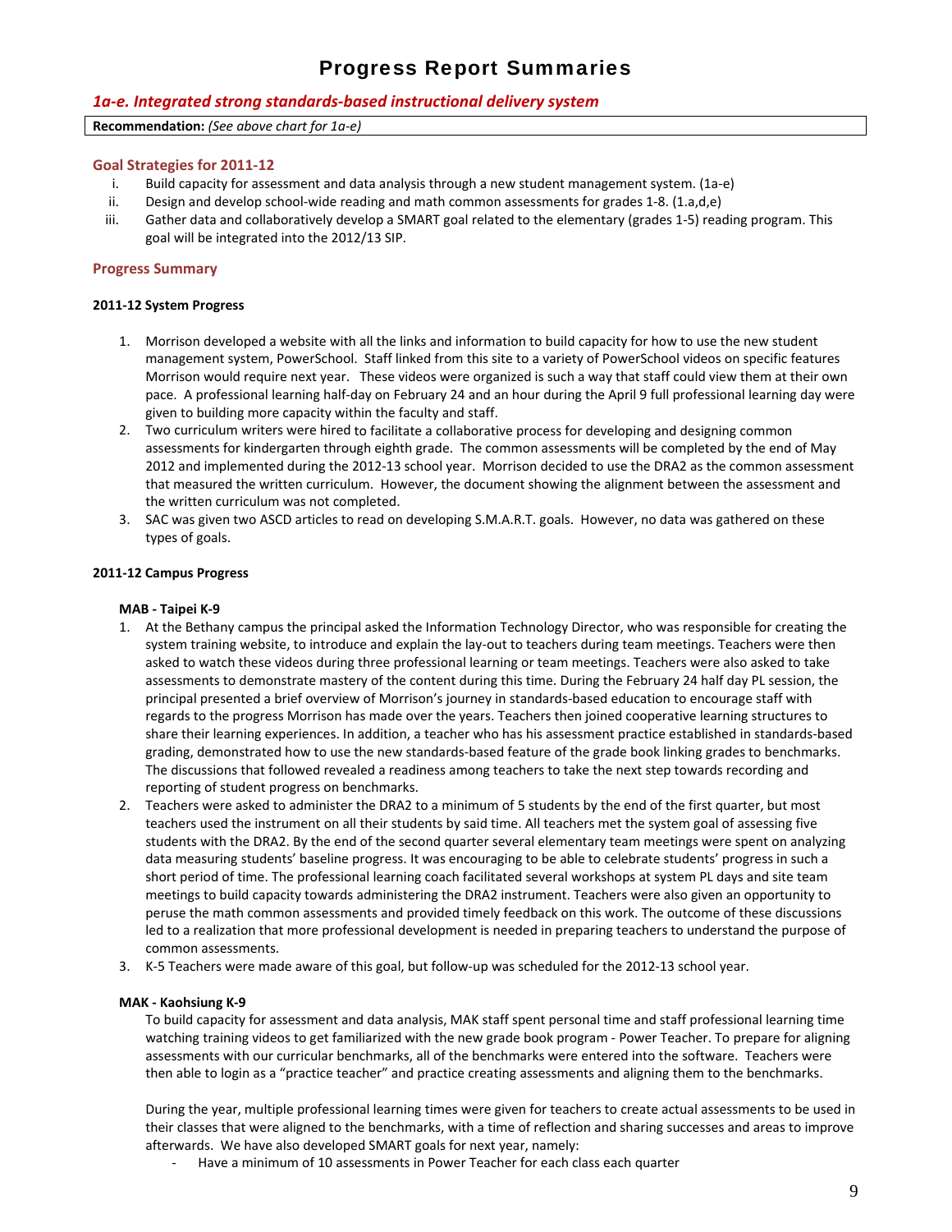# Progress Report Summaries

## *1a-e. Integrated strong standards-based instructional delivery system*

| **Recommendation:** *(See above chart for 1a-e)* |
|---|

### Goal Strategies for 2011-12

i. Build capacity for assessment and data analysis through a new student management system. (1a-e)
ii. Design and develop school-wide reading and math common assessments for grades 1-8. (1.a,d,e)
iii. Gather data and collaboratively develop a SMART goal related to the elementary (grades 1-5) reading program. This goal will be integrated into the 2012/13 SIP.

### Progress Summary

**2011-12 System Progress**

1. Morrison developed a website with all the links and information to build capacity for how to use the new student management system, PowerSchool. Staff linked from this site to a variety of PowerSchool videos on specific features Morrison would require next year. These videos were organized is such a way that staff could view them at their own pace. A professional learning half-day on February 24 and an hour during the April 9 full professional learning day were given to building more capacity within the faculty and staff.
2. Two curriculum writers were hired to facilitate a collaborative process for developing and designing common assessments for kindergarten through eighth grade. The common assessments will be completed by the end of May 2012 and implemented during the 2012-13 school year. Morrison decided to use the DRA2 as the common assessment that measured the written curriculum. However, the document showing the alignment between the assessment and the written curriculum was not completed.
3. SAC was given two ASCD articles to read on developing S.M.A.R.T. goals. However, no data was gathered on these types of goals.

**2011-12 Campus Progress**

**MAB - Taipei K-9**

1. At the Bethany campus the principal asked the Information Technology Director, who was responsible for creating the system training website, to introduce and explain the lay-out to teachers during team meetings. Teachers were then asked to watch these videos during three professional learning or team meetings. Teachers were also asked to take assessments to demonstrate mastery of the content during this time. During the February 24 half day PL session, the principal presented a brief overview of Morrison's journey in standards-based education to encourage staff with regards to the progress Morrison has made over the years. Teachers then joined cooperative learning structures to share their learning experiences. In addition, a teacher who has his assessment practice established in standards-based grading, demonstrated how to use the new standards-based feature of the grade book linking grades to benchmarks. The discussions that followed revealed a readiness among teachers to take the next step towards recording and reporting of student progress on benchmarks.
2. Teachers were asked to administer the DRA2 to a minimum of 5 students by the end of the first quarter, but most teachers used the instrument on all their students by said time. All teachers met the system goal of assessing five students with the DRA2. By the end of the second quarter several elementary team meetings were spent on analyzing data measuring students' baseline progress. It was encouraging to be able to celebrate students' progress in such a short period of time. The professional learning coach facilitated several workshops at system PL days and site team meetings to build capacity towards administering the DRA2 instrument. Teachers were also given an opportunity to peruse the math common assessments and provided timely feedback on this work. The outcome of these discussions led to a realization that more professional development is needed in preparing teachers to understand the purpose of common assessments.
3. K-5 Teachers were made aware of this goal, but follow-up was scheduled for the 2012-13 school year.

**MAK - Kaohsiung K-9**

To build capacity for assessment and data analysis, MAK staff spent personal time and staff professional learning time watching training videos to get familiarized with the new grade book program - Power Teacher. To prepare for aligning assessments with our curricular benchmarks, all of the benchmarks were entered into the software. Teachers were then able to login as a "practice teacher" and practice creating assessments and aligning them to the benchmarks.

During the year, multiple professional learning times were given for teachers to create actual assessments to be used in their classes that were aligned to the benchmarks, with a time of reflection and sharing successes and areas to improve afterwards. We have also developed SMART goals for next year, namely:

- Have a minimum of 10 assessments in Power Teacher for each class each quarter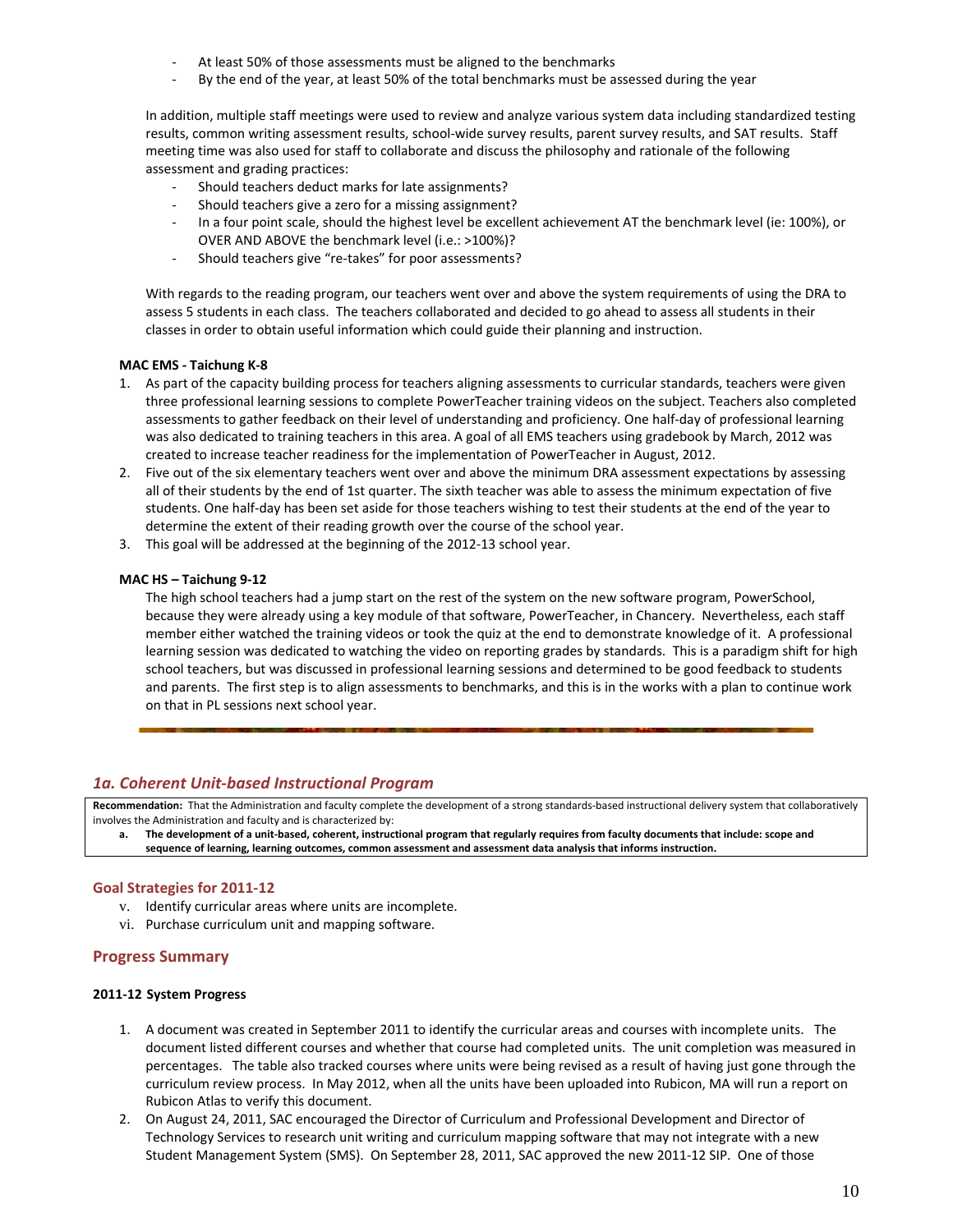- At least 50% of those assessments must be aligned to the benchmarks
- By the end of the year, at least 50% of the total benchmarks must be assessed during the year

In addition, multiple staff meetings were used to review and analyze various system data including standardized testing results, common writing assessment results, school-wide survey results, parent survey results, and SAT results. Staff meeting time was also used for staff to collaborate and discuss the philosophy and rationale of the following assessment and grading practices:

- Should teachers deduct marks for late assignments?
- Should teachers give a zero for a missing assignment?
- In a four point scale, should the highest level be excellent achievement AT the benchmark level (ie: 100%), or OVER AND ABOVE the benchmark level (i.e.: >100%)?
- Should teachers give "re-takes" for poor assessments?

With regards to the reading program, our teachers went over and above the system requirements of using the DRA to assess 5 students in each class. The teachers collaborated and decided to go ahead to assess all students in their classes in order to obtain useful information which could guide their planning and instruction.

**MAC EMS - Taichung K-8**

1. As part of the capacity building process for teachers aligning assessments to curricular standards, teachers were given three professional learning sessions to complete PowerTeacher training videos on the subject. Teachers also completed assessments to gather feedback on their level of understanding and proficiency. One half-day of professional learning was also dedicated to training teachers in this area. A goal of all EMS teachers using gradebook by March, 2012 was created to increase teacher readiness for the implementation of PowerTeacher in August, 2012.
2. Five out of the six elementary teachers went over and above the minimum DRA assessment expectations by assessing all of their students by the end of 1st quarter. The sixth teacher was able to assess the minimum expectation of five students. One half-day has been set aside for those teachers wishing to test their students at the end of the year to determine the extent of their reading growth over the course of the school year.
3. This goal will be addressed at the beginning of the 2012-13 school year.

**MAC HS – Taichung 9-12**

The high school teachers had a jump start on the rest of the system on the new software program, PowerSchool, because they were already using a key module of that software, PowerTeacher, in Chancery. Nevertheless, each staff member either watched the training videos or took the quiz at the end to demonstrate knowledge of it. A professional learning session was dedicated to watching the video on reporting grades by standards. This is a paradigm shift for high school teachers, but was discussed in professional learning sessions and determined to be good feedback to students and parents. The first step is to align assessments to benchmarks, and this is in the works with a plan to continue work on that in PL sessions next school year.

## *1a. Coherent Unit-based Instructional Program*

**Recommendation:** That the Administration and faculty complete the development of a strong standards-based instructional delivery system that collaboratively involves the Administration and faculty and is characterized by:

**a. The development of a unit-based, coherent, instructional program that regularly requires from faculty documents that include: scope and sequence of learning, learning outcomes, common assessment and assessment data analysis that informs instruction.**

### Goal Strategies for 2011-12

v. Identify curricular areas where units are incomplete.
vi. Purchase curriculum unit and mapping software.

### Progress Summary

**2011-12 System Progress**

1. A document was created in September 2011 to identify the curricular areas and courses with incomplete units. The document listed different courses and whether that course had completed units. The unit completion was measured in percentages. The table also tracked courses where units were being revised as a result of having just gone through the curriculum review process. In May 2012, when all the units have been uploaded into Rubicon, MA will run a report on Rubicon Atlas to verify this document.
2. On August 24, 2011, SAC encouraged the Director of Curriculum and Professional Development and Director of Technology Services to research unit writing and curriculum mapping software that may not integrate with a new Student Management System (SMS). On September 28, 2011, SAC approved the new 2011-12 SIP. One of those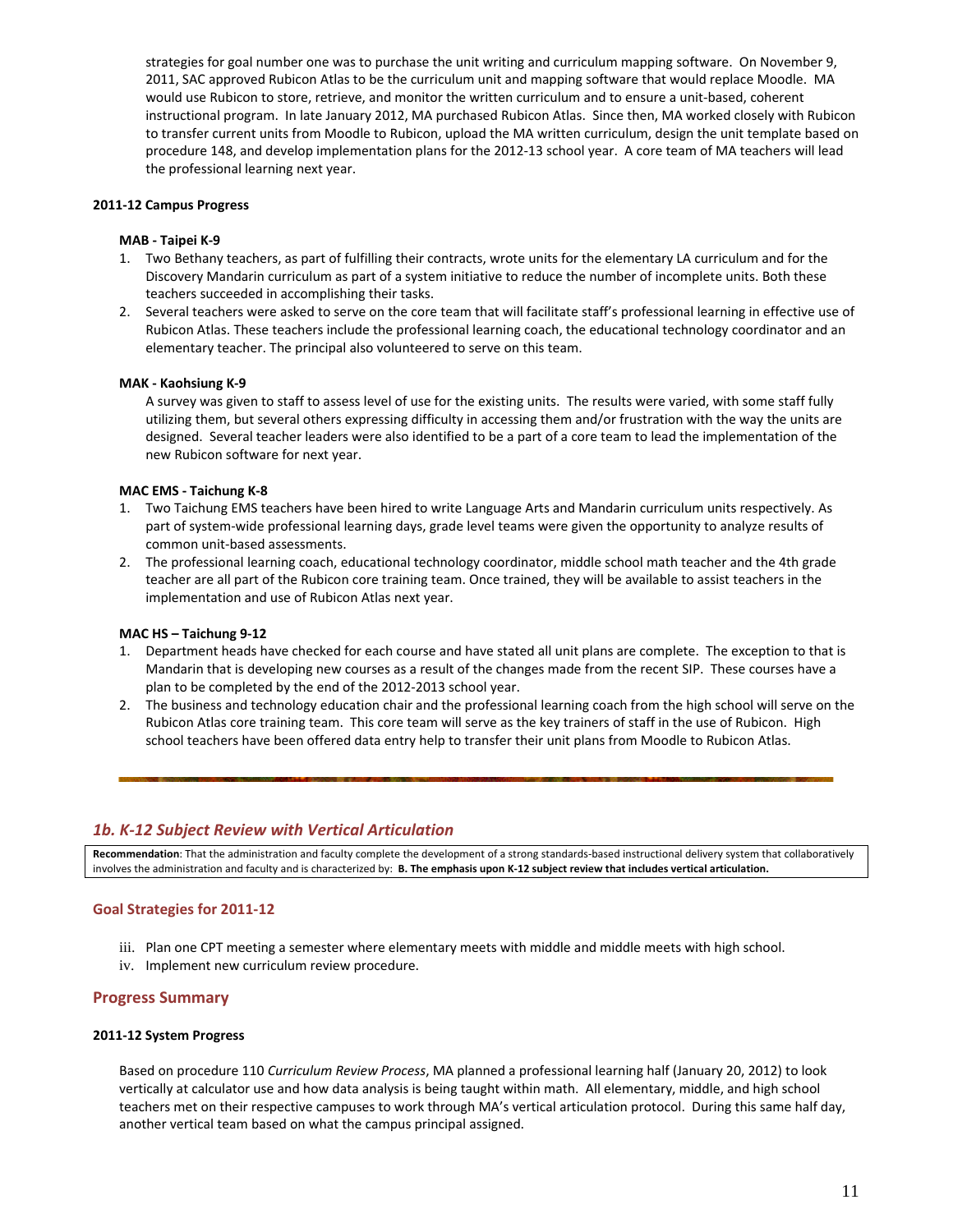strategies for goal number one was to purchase the unit writing and curriculum mapping software. On November 9, 2011, SAC approved Rubicon Atlas to be the curriculum unit and mapping software that would replace Moodle. MA would use Rubicon to store, retrieve, and monitor the written curriculum and to ensure a unit-based, coherent instructional program. In late January 2012, MA purchased Rubicon Atlas. Since then, MA worked closely with Rubicon to transfer current units from Moodle to Rubicon, upload the MA written curriculum, design the unit template based on procedure 148, and develop implementation plans for the 2012-13 school year. A core team of MA teachers will lead the professional learning next year.

**2011-12 Campus Progress**

**MAB - Taipei K-9**

1. Two Bethany teachers, as part of fulfilling their contracts, wrote units for the elementary LA curriculum and for the Discovery Mandarin curriculum as part of a system initiative to reduce the number of incomplete units. Both these teachers succeeded in accomplishing their tasks.
2. Several teachers were asked to serve on the core team that will facilitate staff's professional learning in effective use of Rubicon Atlas. These teachers include the professional learning coach, the educational technology coordinator and an elementary teacher. The principal also volunteered to serve on this team.

**MAK - Kaohsiung K-9**

A survey was given to staff to assess level of use for the existing units. The results were varied, with some staff fully utilizing them, but several others expressing difficulty in accessing them and/or frustration with the way the units are designed. Several teacher leaders were also identified to be a part of a core team to lead the implementation of the new Rubicon software for next year.

**MAC EMS - Taichung K-8**

1. Two Taichung EMS teachers have been hired to write Language Arts and Mandarin curriculum units respectively. As part of system-wide professional learning days, grade level teams were given the opportunity to analyze results of common unit-based assessments.
2. The professional learning coach, educational technology coordinator, middle school math teacher and the 4th grade teacher are all part of the Rubicon core training team. Once trained, they will be available to assist teachers in the implementation and use of Rubicon Atlas next year.

**MAC HS – Taichung 9-12**

1. Department heads have checked for each course and have stated all unit plans are complete. The exception to that is Mandarin that is developing new courses as a result of the changes made from the recent SIP. These courses have a plan to be completed by the end of the 2012-2013 school year.
2. The business and technology education chair and the professional learning coach from the high school will serve on the Rubicon Atlas core training team. This core team will serve as the key trainers of staff in the use of Rubicon. High school teachers have been offered data entry help to transfer their unit plans from Moodle to Rubicon Atlas.

## *1b. K-12 Subject Review with Vertical Articulation*

**Recommendation**: That the administration and faculty complete the development of a strong standards-based instructional delivery system that collaboratively involves the administration and faculty and is characterized by: **B. The emphasis upon K-12 subject review that includes vertical articulation.**

### Goal Strategies for 2011-12

iii. Plan one CPT meeting a semester where elementary meets with middle and middle meets with high school.
iv. Implement new curriculum review procedure.

### Progress Summary

**2011-12 System Progress**

Based on procedure 110 *Curriculum Review Process*, MA planned a professional learning half (January 20, 2012) to look vertically at calculator use and how data analysis is being taught within math. All elementary, middle, and high school teachers met on their respective campuses to work through MA's vertical articulation protocol. During this same half day, another vertical team based on what the campus principal assigned.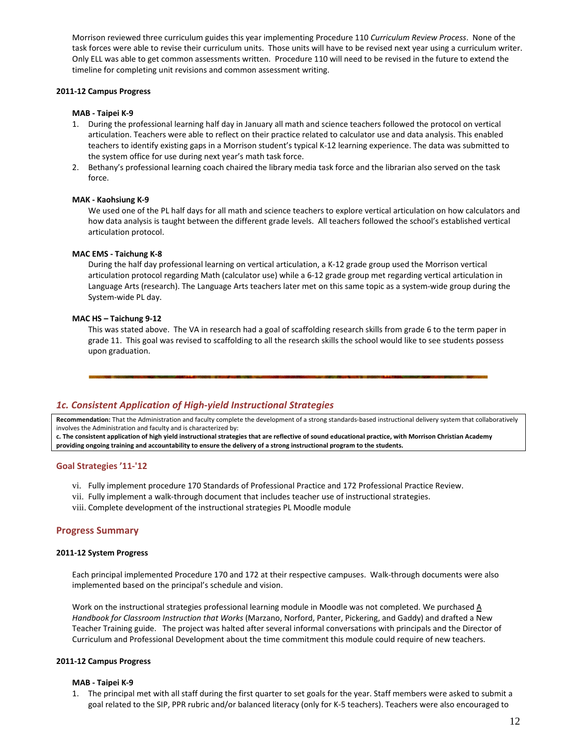Morrison reviewed three curriculum guides this year implementing Procedure 110 *Curriculum Review Process*. None of the task forces were able to revise their curriculum units. Those units will have to be revised next year using a curriculum writer. Only ELL was able to get common assessments written. Procedure 110 will need to be revised in the future to extend the timeline for completing unit revisions and common assessment writing.

**2011-12 Campus Progress**

**MAB - Taipei K-9**

1. During the professional learning half day in January all math and science teachers followed the protocol on vertical articulation. Teachers were able to reflect on their practice related to calculator use and data analysis. This enabled teachers to identify existing gaps in a Morrison student's typical K-12 learning experience. The data was submitted to the system office for use during next year's math task force.
2. Bethany's professional learning coach chaired the library media task force and the librarian also served on the task force.

**MAK - Kaohsiung K-9**

We used one of the PL half days for all math and science teachers to explore vertical articulation on how calculators and how data analysis is taught between the different grade levels. All teachers followed the school's established vertical articulation protocol.

**MAC EMS - Taichung K-8**

During the half day professional learning on vertical articulation, a K-12 grade group used the Morrison vertical articulation protocol regarding Math (calculator use) while a 6-12 grade group met regarding vertical articulation in Language Arts (research). The Language Arts teachers later met on this same topic as a system-wide group during the System-wide PL day.

**MAC HS – Taichung 9-12**

This was stated above. The VA in research had a goal of scaffolding research skills from grade 6 to the term paper in grade 11. This goal was revised to scaffolding to all the research skills the school would like to see students possess upon graduation.

---

## *1c. Consistent Application of High-yield Instructional Strategies*

**Recommendation:** That the Administration and faculty complete the development of a strong standards-based instructional delivery system that collaboratively involves the Administration and faculty and is characterized by:
**c. The consistent application of high yield instructional strategies that are reflective of sound educational practice, with Morrison Christian Academy providing ongoing training and accountability to ensure the delivery of a strong instructional program to the students.**

### Goal Strategies '11-'12

vi. Fully implement procedure 170 Standards of Professional Practice and 172 Professional Practice Review.
vii. Fully implement a walk-through document that includes teacher use of instructional strategies.
viii. Complete development of the instructional strategies PL Moodle module

### Progress Summary

**2011-12 System Progress**

Each principal implemented Procedure 170 and 172 at their respective campuses. Walk-through documents were also implemented based on the principal's schedule and vision.

Work on the instructional strategies professional learning module in Moodle was not completed. We purchased *A Handbook for Classroom Instruction that Works* (Marzano, Norford, Panter, Pickering, and Gaddy) and drafted a New Teacher Training guide. The project was halted after several informal conversations with principals and the Director of Curriculum and Professional Development about the time commitment this module could require of new teachers.

**2011-12 Campus Progress**

**MAB - Taipei K-9**

1. The principal met with all staff during the first quarter to set goals for the year. Staff members were asked to submit a goal related to the SIP, PPR rubric and/or balanced literacy (only for K-5 teachers). Teachers were also encouraged to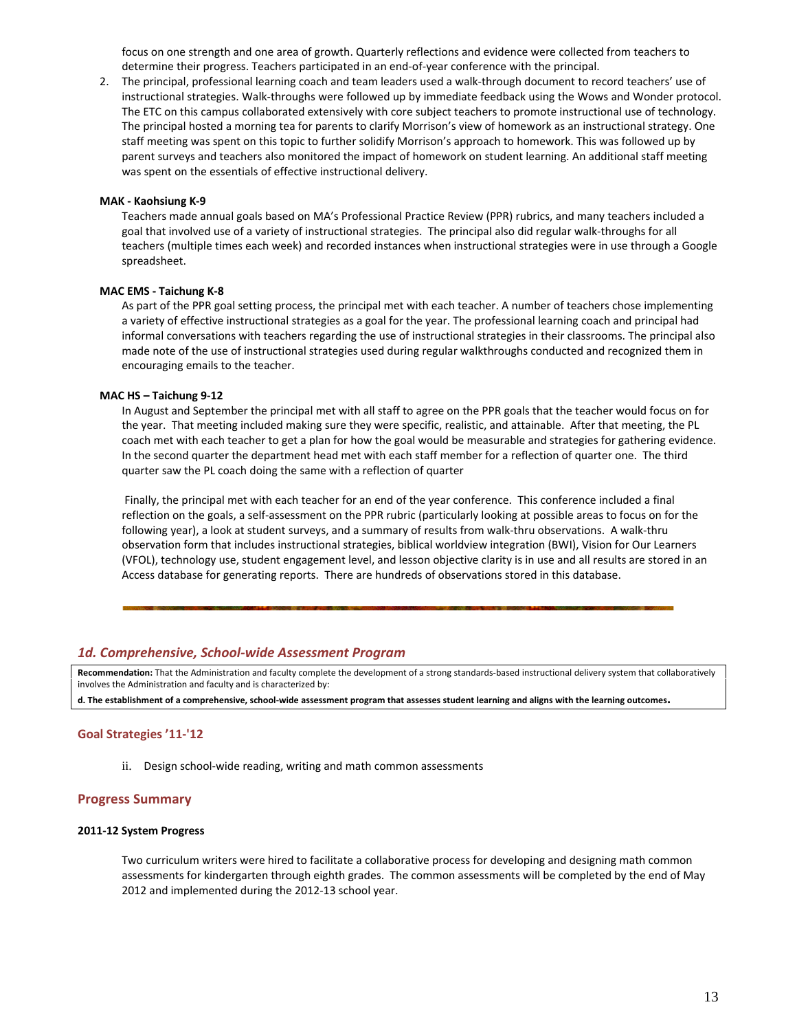focus on one strength and one area of growth. Quarterly reflections and evidence were collected from teachers to determine their progress. Teachers participated in an end-of-year conference with the principal.

2. The principal, professional learning coach and team leaders used a walk-through document to record teachers' use of instructional strategies. Walk-throughs were followed up by immediate feedback using the Wows and Wonder protocol. The ETC on this campus collaborated extensively with core subject teachers to promote instructional use of technology. The principal hosted a morning tea for parents to clarify Morrison's view of homework as an instructional strategy. One staff meeting was spent on this topic to further solidify Morrison's approach to homework. This was followed up by parent surveys and teachers also monitored the impact of homework on student learning. An additional staff meeting was spent on the essentials of effective instructional delivery.

**MAK - Kaohsiung K-9**

Teachers made annual goals based on MA's Professional Practice Review (PPR) rubrics, and many teachers included a goal that involved use of a variety of instructional strategies. The principal also did regular walk-throughs for all teachers (multiple times each week) and recorded instances when instructional strategies were in use through a Google spreadsheet.

**MAC EMS - Taichung K-8**

As part of the PPR goal setting process, the principal met with each teacher. A number of teachers chose implementing a variety of effective instructional strategies as a goal for the year. The professional learning coach and principal had informal conversations with teachers regarding the use of instructional strategies in their classrooms. The principal also made note of the use of instructional strategies used during regular walkthroughs conducted and recognized them in encouraging emails to the teacher.

**MAC HS – Taichung 9-12**

In August and September the principal met with all staff to agree on the PPR goals that the teacher would focus on for the year. That meeting included making sure they were specific, realistic, and attainable. After that meeting, the PL coach met with each teacher to get a plan for how the goal would be measurable and strategies for gathering evidence. In the second quarter the department head met with each staff member for a reflection of quarter one. The third quarter saw the PL coach doing the same with a reflection of quarter

Finally, the principal met with each teacher for an end of the year conference. This conference included a final reflection on the goals, a self-assessment on the PPR rubric (particularly looking at possible areas to focus on for the following year), a look at student surveys, and a summary of results from walk-thru observations. A walk-thru observation form that includes instructional strategies, biblical worldview integration (BWI), Vision for Our Learners (VFOL), technology use, student engagement level, and lesson objective clarity is in use and all results are stored in an Access database for generating reports. There are hundreds of observations stored in this database.

## *1d. Comprehensive, School-wide Assessment Program*

**Recommendation:** That the Administration and faculty complete the development of a strong standards-based instructional delivery system that collaboratively involves the Administration and faculty and is characterized by:

**d. The establishment of a comprehensive, school-wide assessment program that assesses student learning and aligns with the learning outcomes.**

### Goal Strategies '11-'12

ii. Design school-wide reading, writing and math common assessments

### Progress Summary

**2011-12 System Progress**

Two curriculum writers were hired to facilitate a collaborative process for developing and designing math common assessments for kindergarten through eighth grades. The common assessments will be completed by the end of May 2012 and implemented during the 2012-13 school year.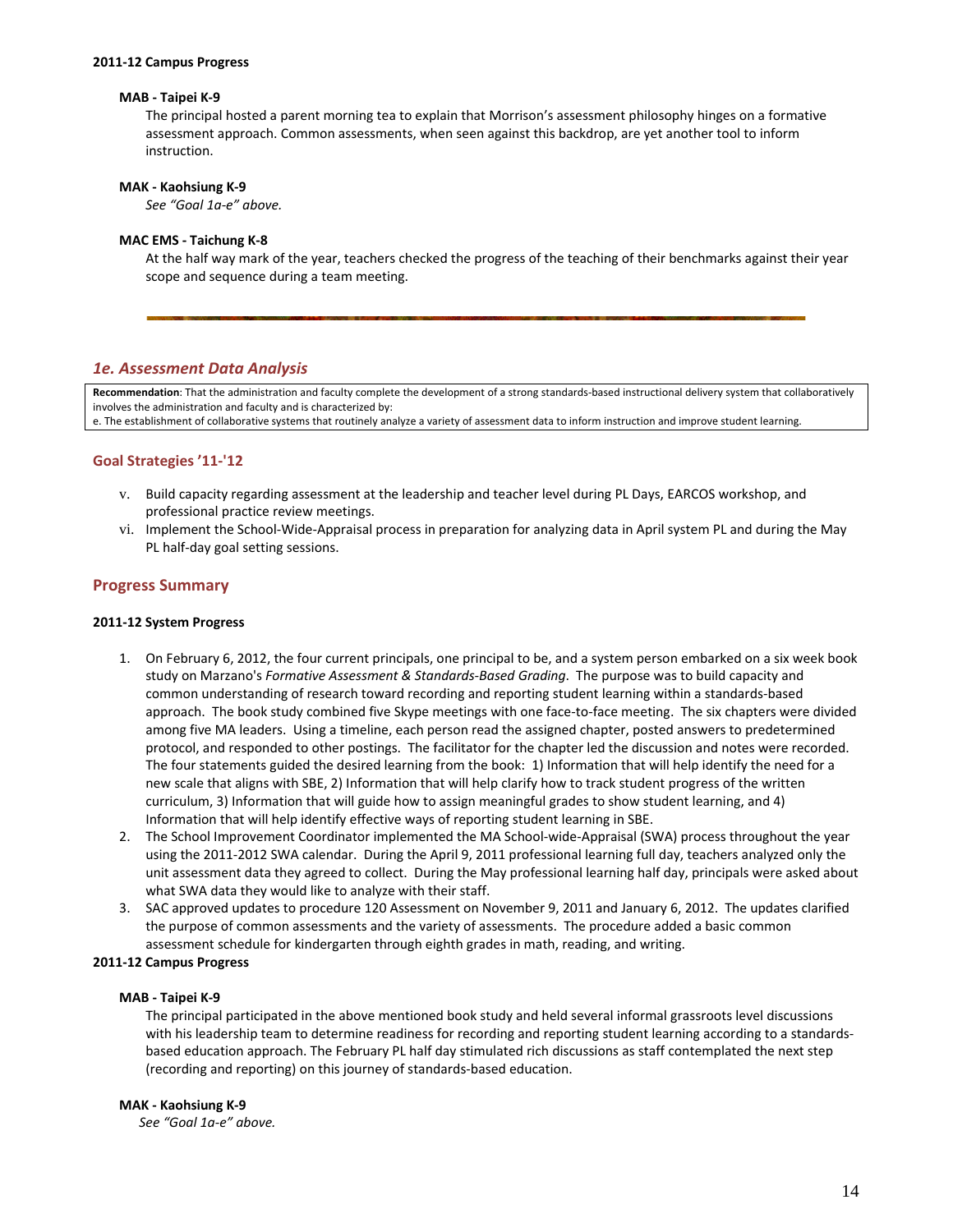**2011-12 Campus Progress**

**MAB - Taipei K-9**

The principal hosted a parent morning tea to explain that Morrison's assessment philosophy hinges on a formative assessment approach. Common assessments, when seen against this backdrop, are yet another tool to inform instruction.

**MAK - Kaohsiung K-9**

*See "Goal 1a-e" above.*

**MAC EMS - Taichung K-8**

At the half way mark of the year, teachers checked the progress of the teaching of their benchmarks against their year scope and sequence during a team meeting.

---

## *1e. Assessment Data Analysis*

**Recommendation**: That the administration and faculty complete the development of a strong standards-based instructional delivery system that collaboratively involves the administration and faculty and is characterized by:
e. The establishment of collaborative systems that routinely analyze a variety of assessment data to inform instruction and improve student learning.

### Goal Strategies '11-'12

v. Build capacity regarding assessment at the leadership and teacher level during PL Days, EARCOS workshop, and professional practice review meetings.

vi. Implement the School-Wide-Appraisal process in preparation for analyzing data in April system PL and during the May PL half-day goal setting sessions.

### Progress Summary

**2011-12 System Progress**

1. On February 6, 2012, the four current principals, one principal to be, and a system person embarked on a six week book study on Marzano's *Formative Assessment & Standards-Based Grading*. The purpose was to build capacity and common understanding of research toward recording and reporting student learning within a standards-based approach. The book study combined five Skype meetings with one face-to-face meeting. The six chapters were divided among five MA leaders. Using a timeline, each person read the assigned chapter, posted answers to predetermined protocol, and responded to other postings. The facilitator for the chapter led the discussion and notes were recorded. The four statements guided the desired learning from the book: 1) Information that will help identify the need for a new scale that aligns with SBE, 2) Information that will help clarify how to track student progress of the written curriculum, 3) Information that will guide how to assign meaningful grades to show student learning, and 4) Information that will help identify effective ways of reporting student learning in SBE.
2. The School Improvement Coordinator implemented the MA School-wide-Appraisal (SWA) process throughout the year using the 2011-2012 SWA calendar. During the April 9, 2011 professional learning full day, teachers analyzed only the unit assessment data they agreed to collect. During the May professional learning half day, principals were asked about what SWA data they would like to analyze with their staff.
3. SAC approved updates to procedure 120 Assessment on November 9, 2011 and January 6, 2012. The updates clarified the purpose of common assessments and the variety of assessments. The procedure added a basic common assessment schedule for kindergarten through eighth grades in math, reading, and writing.

**2011-12 Campus Progress**

**MAB - Taipei K-9**

The principal participated in the above mentioned book study and held several informal grassroots level discussions with his leadership team to determine readiness for recording and reporting student learning according to a standards-based education approach. The February PL half day stimulated rich discussions as staff contemplated the next step (recording and reporting) on this journey of standards-based education.

**MAK - Kaohsiung K-9**

*See "Goal 1a-e" above.*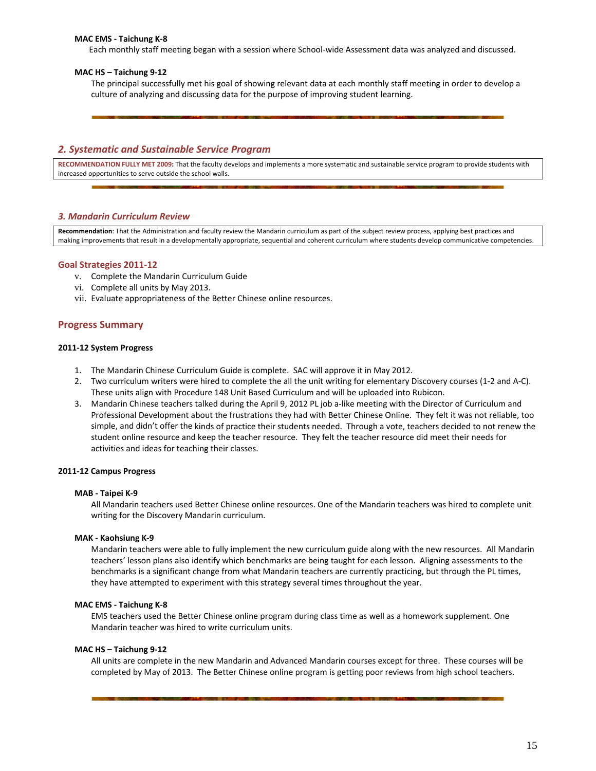**MAC EMS - Taichung K-8**

Each monthly staff meeting began with a session where School-wide Assessment data was analyzed and discussed.

**MAC HS – Taichung 9-12**

The principal successfully met his goal of showing relevant data at each monthly staff meeting in order to develop a culture of analyzing and discussing data for the purpose of improving student learning.

## *2. Systematic and Sustainable Service Program*

**RECOMMENDATION FULLY MET 2009:** That the faculty develops and implements a more systematic and sustainable service program to provide students with increased opportunities to serve outside the school walls.

## *3. Mandarin Curriculum Review*

**Recommendation**: That the Administration and faculty review the Mandarin curriculum as part of the subject review process, applying best practices and making improvements that result in a developmentally appropriate, sequential and coherent curriculum where students develop communicative competencies.

### Goal Strategies 2011-12

v. Complete the Mandarin Curriculum Guide
vi. Complete all units by May 2013.
vii. Evaluate appropriateness of the Better Chinese online resources.

### Progress Summary

**2011-12 System Progress**

1. The Mandarin Chinese Curriculum Guide is complete. SAC will approve it in May 2012.
2. Two curriculum writers were hired to complete the all the unit writing for elementary Discovery courses (1-2 and A-C). These units align with Procedure 148 Unit Based Curriculum and will be uploaded into Rubicon.
3. Mandarin Chinese teachers talked during the April 9, 2012 PL job a-like meeting with the Director of Curriculum and Professional Development about the frustrations they had with Better Chinese Online. They felt it was not reliable, too simple, and didn't offer the kinds of practice their students needed. Through a vote, teachers decided to not renew the student online resource and keep the teacher resource. They felt the teacher resource did meet their needs for activities and ideas for teaching their classes.

**2011-12 Campus Progress**

**MAB - Taipei K-9**

All Mandarin teachers used Better Chinese online resources. One of the Mandarin teachers was hired to complete unit writing for the Discovery Mandarin curriculum.

**MAK - Kaohsiung K-9**

Mandarin teachers were able to fully implement the new curriculum guide along with the new resources. All Mandarin teachers' lesson plans also identify which benchmarks are being taught for each lesson. Aligning assessments to the benchmarks is a significant change from what Mandarin teachers are currently practicing, but through the PL times, they have attempted to experiment with this strategy several times throughout the year.

**MAC EMS - Taichung K-8**

EMS teachers used the Better Chinese online program during class time as well as a homework supplement. One Mandarin teacher was hired to write curriculum units.

**MAC HS – Taichung 9-12**

All units are complete in the new Mandarin and Advanced Mandarin courses except for three. These courses will be completed by May of 2013. The Better Chinese online program is getting poor reviews from high school teachers.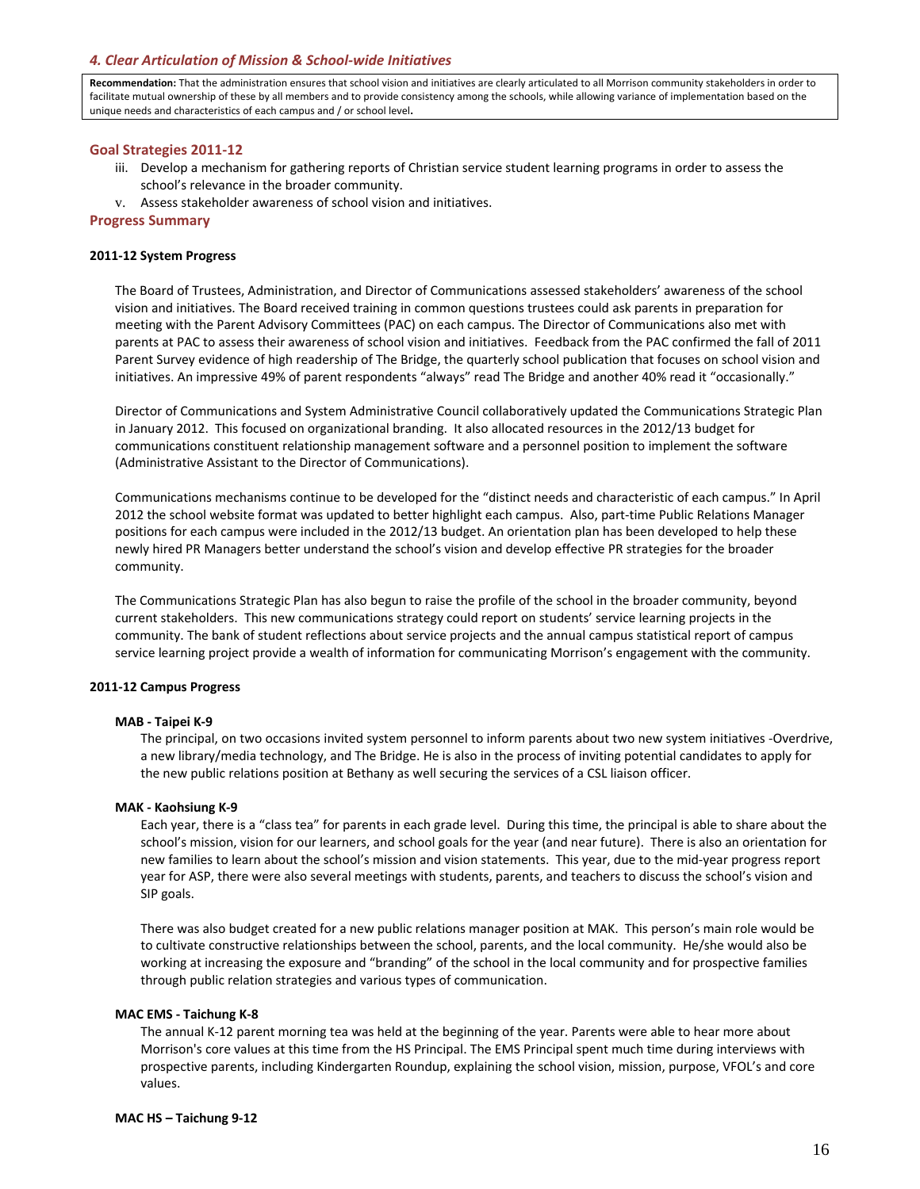### *4. Clear Articulation of Mission & School-wide Initiatives*

**Recommendation:** That the administration ensures that school vision and initiatives are clearly articulated to all Morrison community stakeholders in order to facilitate mutual ownership of these by all members and to provide consistency among the schools, while allowing variance of implementation based on the unique needs and characteristics of each campus and / or school level**.**

#### Goal Strategies 2011-12

iii. Develop a mechanism for gathering reports of Christian service student learning programs in order to assess the school's relevance in the broader community.

v. Assess stakeholder awareness of school vision and initiatives.

#### Progress Summary

**2011-12 System Progress**

The Board of Trustees, Administration, and Director of Communications assessed stakeholders' awareness of the school vision and initiatives. The Board received training in common questions trustees could ask parents in preparation for meeting with the Parent Advisory Committees (PAC) on each campus. The Director of Communications also met with parents at PAC to assess their awareness of school vision and initiatives. Feedback from the PAC confirmed the fall of 2011 Parent Survey evidence of high readership of The Bridge, the quarterly school publication that focuses on school vision and initiatives. An impressive 49% of parent respondents "always" read The Bridge and another 40% read it "occasionally."

Director of Communications and System Administrative Council collaboratively updated the Communications Strategic Plan in January 2012. This focused on organizational branding. It also allocated resources in the 2012/13 budget for communications constituent relationship management software and a personnel position to implement the software (Administrative Assistant to the Director of Communications).

Communications mechanisms continue to be developed for the "distinct needs and characteristic of each campus." In April 2012 the school website format was updated to better highlight each campus. Also, part-time Public Relations Manager positions for each campus were included in the 2012/13 budget. An orientation plan has been developed to help these newly hired PR Managers better understand the school's vision and develop effective PR strategies for the broader community.

The Communications Strategic Plan has also begun to raise the profile of the school in the broader community, beyond current stakeholders. This new communications strategy could report on students' service learning projects in the community. The bank of student reflections about service projects and the annual campus statistical report of campus service learning project provide a wealth of information for communicating Morrison's engagement with the community.

**2011-12 Campus Progress**

**MAB - Taipei K-9**

The principal, on two occasions invited system personnel to inform parents about two new system initiatives -Overdrive, a new library/media technology, and The Bridge. He is also in the process of inviting potential candidates to apply for the new public relations position at Bethany as well securing the services of a CSL liaison officer.

**MAK - Kaohsiung K-9**

Each year, there is a "class tea" for parents in each grade level. During this time, the principal is able to share about the school's mission, vision for our learners, and school goals for the year (and near future). There is also an orientation for new families to learn about the school's mission and vision statements. This year, due to the mid-year progress report year for ASP, there were also several meetings with students, parents, and teachers to discuss the school's vision and SIP goals.

There was also budget created for a new public relations manager position at MAK. This person's main role would be to cultivate constructive relationships between the school, parents, and the local community. He/she would also be working at increasing the exposure and "branding" of the school in the local community and for prospective families through public relation strategies and various types of communication.

**MAC EMS - Taichung K-8**

The annual K-12 parent morning tea was held at the beginning of the year. Parents were able to hear more about Morrison's core values at this time from the HS Principal. The EMS Principal spent much time during interviews with prospective parents, including Kindergarten Roundup, explaining the school vision, mission, purpose, VFOL's and core values.

**MAC HS – Taichung 9-12**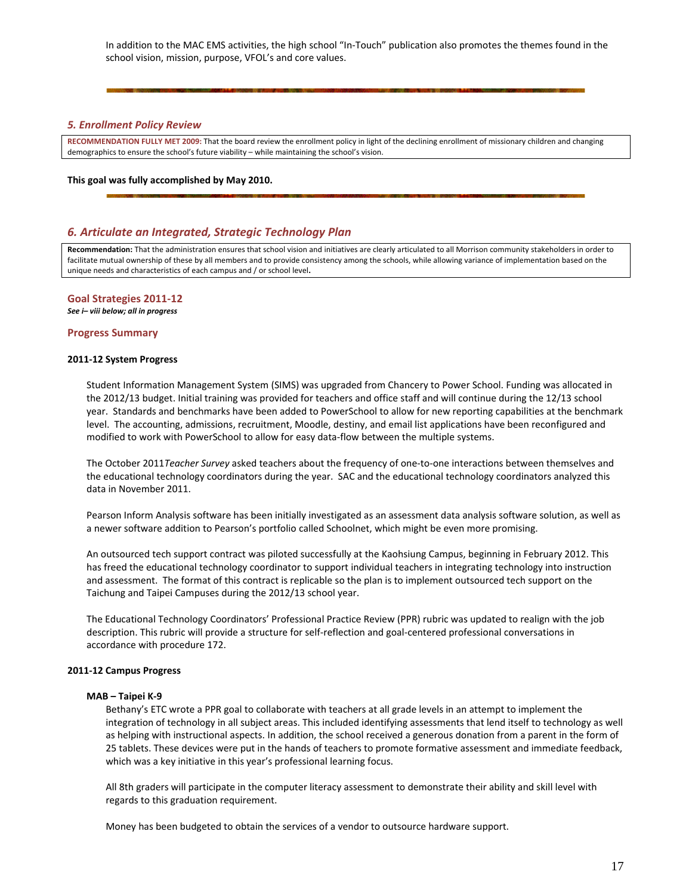In addition to the MAC EMS activities, the high school "In-Touch" publication also promotes the themes found in the school vision, mission, purpose, VFOL's and core values.

---

## *5. Enrollment Policy Review*

**RECOMMENDATION FULLY MET 2009:** That the board review the enrollment policy in light of the declining enrollment of missionary children and changing demographics to ensure the school's future viability – while maintaining the school's vision.

**This goal was fully accomplished by May 2010.**

---

## *6. Articulate an Integrated, Strategic Technology Plan*

**Recommendation:** That the administration ensures that school vision and initiatives are clearly articulated to all Morrison community stakeholders in order to facilitate mutual ownership of these by all members and to provide consistency among the schools, while allowing variance of implementation based on the unique needs and characteristics of each campus and / or school level**.**

### Goal Strategies 2011-12

***See i– viii below; all in progress***

### Progress Summary

**2011-12 System Progress**

Student Information Management System (SIMS) was upgraded from Chancery to Power School. Funding was allocated in the 2012/13 budget. Initial training was provided for teachers and office staff and will continue during the 12/13 school year. Standards and benchmarks have been added to PowerSchool to allow for new reporting capabilities at the benchmark level. The accounting, admissions, recruitment, Moodle, destiny, and email list applications have been reconfigured and modified to work with PowerSchool to allow for easy data-flow between the multiple systems.

The October 2011*Teacher Survey* asked teachers about the frequency of one-to-one interactions between themselves and the educational technology coordinators during the year. SAC and the educational technology coordinators analyzed this data in November 2011.

Pearson Inform Analysis software has been initially investigated as an assessment data analysis software solution, as well as a newer software addition to Pearson's portfolio called Schoolnet, which might be even more promising.

An outsourced tech support contract was piloted successfully at the Kaohsiung Campus, beginning in February 2012. This has freed the educational technology coordinator to support individual teachers in integrating technology into instruction and assessment. The format of this contract is replicable so the plan is to implement outsourced tech support on the Taichung and Taipei Campuses during the 2012/13 school year.

The Educational Technology Coordinators' Professional Practice Review (PPR) rubric was updated to realign with the job description. This rubric will provide a structure for self-reflection and goal-centered professional conversations in accordance with procedure 172.

**2011-12 Campus Progress**

**MAB – Taipei K-9**

Bethany's ETC wrote a PPR goal to collaborate with teachers at all grade levels in an attempt to implement the integration of technology in all subject areas. This included identifying assessments that lend itself to technology as well as helping with instructional aspects. In addition, the school received a generous donation from a parent in the form of 25 tablets. These devices were put in the hands of teachers to promote formative assessment and immediate feedback, which was a key initiative in this year's professional learning focus.

All 8th graders will participate in the computer literacy assessment to demonstrate their ability and skill level with regards to this graduation requirement.

Money has been budgeted to obtain the services of a vendor to outsource hardware support.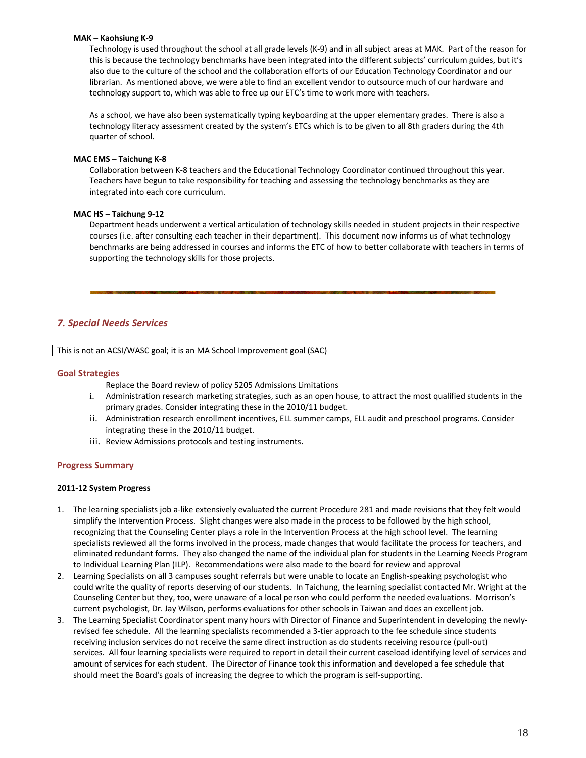**MAK – Kaohsiung K-9**

Technology is used throughout the school at all grade levels (K-9) and in all subject areas at MAK. Part of the reason for this is because the technology benchmarks have been integrated into the different subjects' curriculum guides, but it's also due to the culture of the school and the collaboration efforts of our Education Technology Coordinator and our librarian. As mentioned above, we were able to find an excellent vendor to outsource much of our hardware and technology support to, which was able to free up our ETC's time to work more with teachers.

As a school, we have also been systematically typing keyboarding at the upper elementary grades. There is also a technology literacy assessment created by the system's ETCs which is to be given to all 8th graders during the 4th quarter of school.

**MAC EMS – Taichung K-8**

Collaboration between K-8 teachers and the Educational Technology Coordinator continued throughout this year. Teachers have begun to take responsibility for teaching and assessing the technology benchmarks as they are integrated into each core curriculum.

**MAC HS – Taichung 9-12**

Department heads underwent a vertical articulation of technology skills needed in student projects in their respective courses (i.e. after consulting each teacher in their department). This document now informs us of what technology benchmarks are being addressed in courses and informs the ETC of how to better collaborate with teachers in terms of supporting the technology skills for those projects.

---

## *7. Special Needs Services*

This is not an ACSI/WASC goal; it is an MA School Improvement goal (SAC)

### Goal Strategies

Replace the Board review of policy 5205 Admissions Limitations

i. Administration research marketing strategies, such as an open house, to attract the most qualified students in the primary grades. Consider integrating these in the 2010/11 budget.
ii. Administration research enrollment incentives, ELL summer camps, ELL audit and preschool programs. Consider integrating these in the 2010/11 budget.
iii. Review Admissions protocols and testing instruments.

### Progress Summary

**2011-12 System Progress**

1. The learning specialists job a-like extensively evaluated the current Procedure 281 and made revisions that they felt would simplify the Intervention Process. Slight changes were also made in the process to be followed by the high school, recognizing that the Counseling Center plays a role in the Intervention Process at the high school level. The learning specialists reviewed all the forms involved in the process, made changes that would facilitate the process for teachers, and eliminated redundant forms. They also changed the name of the individual plan for students in the Learning Needs Program to Individual Learning Plan (ILP). Recommendations were also made to the board for review and approval
2. Learning Specialists on all 3 campuses sought referrals but were unable to locate an English-speaking psychologist who could write the quality of reports deserving of our students. In Taichung, the learning specialist contacted Mr. Wright at the Counseling Center but they, too, were unaware of a local person who could perform the needed evaluations. Morrison's current psychologist, Dr. Jay Wilson, performs evaluations for other schools in Taiwan and does an excellent job.
3. The Learning Specialist Coordinator spent many hours with Director of Finance and Superintendent in developing the newly-revised fee schedule. All the learning specialists recommended a 3-tier approach to the fee schedule since students receiving inclusion services do not receive the same direct instruction as do students receiving resource (pull-out) services. All four learning specialists were required to report in detail their current caseload identifying level of services and amount of services for each student. The Director of Finance took this information and developed a fee schedule that should meet the Board's goals of increasing the degree to which the program is self-supporting.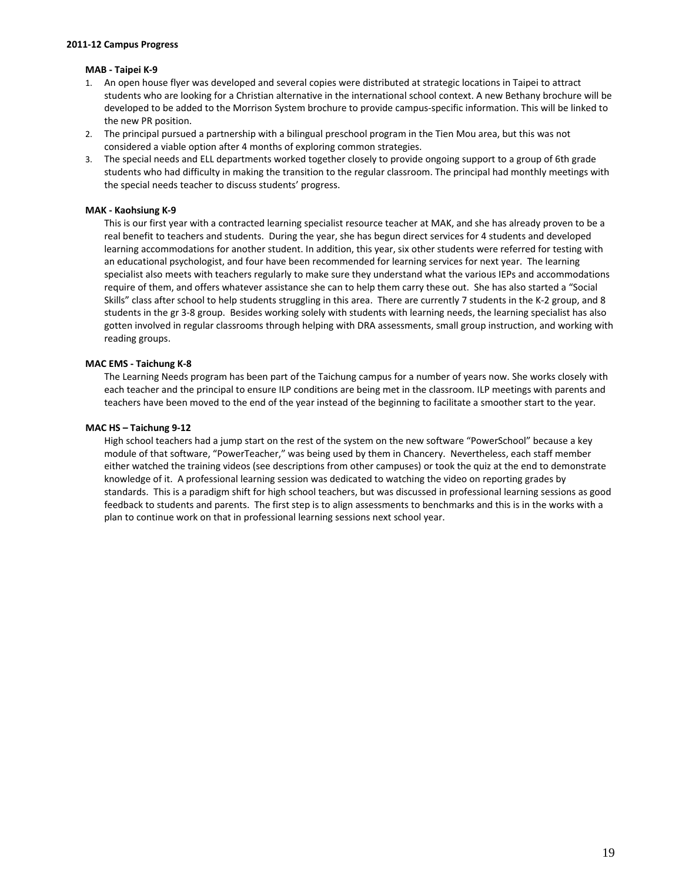**2011-12 Campus Progress**

**MAB - Taipei K-9**

1. An open house flyer was developed and several copies were distributed at strategic locations in Taipei to attract students who are looking for a Christian alternative in the international school context. A new Bethany brochure will be developed to be added to the Morrison System brochure to provide campus-specific information. This will be linked to the new PR position.
2. The principal pursued a partnership with a bilingual preschool program in the Tien Mou area, but this was not considered a viable option after 4 months of exploring common strategies.
3. The special needs and ELL departments worked together closely to provide ongoing support to a group of 6th grade students who had difficulty in making the transition to the regular classroom. The principal had monthly meetings with the special needs teacher to discuss students' progress.

**MAK - Kaohsiung K-9**

This is our first year with a contracted learning specialist resource teacher at MAK, and she has already proven to be a real benefit to teachers and students. During the year, she has begun direct services for 4 students and developed learning accommodations for another student. In addition, this year, six other students were referred for testing with an educational psychologist, and four have been recommended for learning services for next year. The learning specialist also meets with teachers regularly to make sure they understand what the various IEPs and accommodations require of them, and offers whatever assistance she can to help them carry these out. She has also started a "Social Skills" class after school to help students struggling in this area. There are currently 7 students in the K-2 group, and 8 students in the gr 3-8 group. Besides working solely with students with learning needs, the learning specialist has also gotten involved in regular classrooms through helping with DRA assessments, small group instruction, and working with reading groups.

**MAC EMS - Taichung K-8**

The Learning Needs program has been part of the Taichung campus for a number of years now. She works closely with each teacher and the principal to ensure ILP conditions are being met in the classroom. ILP meetings with parents and teachers have been moved to the end of the year instead of the beginning to facilitate a smoother start to the year.

**MAC HS – Taichung 9-12**

High school teachers had a jump start on the rest of the system on the new software "PowerSchool" because a key module of that software, "PowerTeacher," was being used by them in Chancery. Nevertheless, each staff member either watched the training videos (see descriptions from other campuses) or took the quiz at the end to demonstrate knowledge of it. A professional learning session was dedicated to watching the video on reporting grades by standards. This is a paradigm shift for high school teachers, but was discussed in professional learning sessions as good feedback to students and parents. The first step is to align assessments to benchmarks and this is in the works with a plan to continue work on that in professional learning sessions next school year.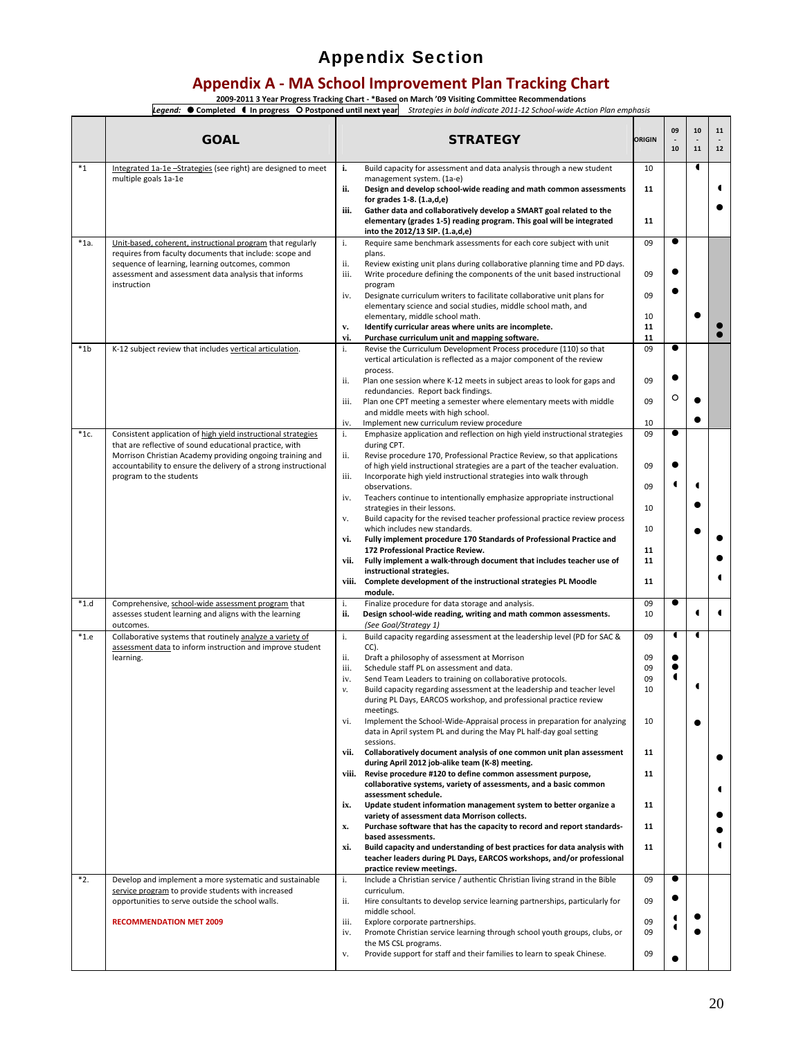# Appendix Section

## Appendix A - MA School Improvement Plan Tracking Chart

**2009-2011 3 Year Progress Tracking Chart - *Based on March '09 Visiting Committee Recommendations**

*Legend:* ● **Completed** ◖ **In progress** ○ **Postponed until next year** *Strategies in bold indicate 2011-12 School-wide Action Plan emphasis*

| | GOAL | STRATEGY | ORIGIN | 09-10 | 10-11 | 11-12 |
|---|---|---|---|---|---|---|
| *1 | Integrated 1a-1e –Strategies (see right) are designed to meet multiple goals 1a-1e | i. Build capacity for assessment and data analysis through a new student management system. (1a-e) | 10 | | ◖ | |
| | | **ii. Design and develop school-wide reading and math common assessments for grades 1-8. (1.a,d,e)** | **11** | | | ◖ |
| | | **iii. Gather data and collaboratively develop a SMART goal related to the elementary (grades 1-5) reading program. This goal will be integrated into the 2012/13 SIP. (1.a,d,e)** | **11** | | | ● |
| *1a. | Unit-based, coherent, instructional program that regularly requires from faculty documents that include: scope and sequence of learning, learning outcomes, common assessment and assessment data analysis that informs instruction | i. Require same benchmark assessments for each core subject with unit plans. | 09 | ● | | |
| | | ii. Review existing unit plans during collaborative planning time and PD days. | | | | |
| | | iii. Write procedure defining the components of the unit based instructional program | 09 | ● | | |
| | | iv. Designate curriculum writers to facilitate collaborative unit plans for elementary science and social studies, middle school math, and elementary, middle school math. | 09 | ● | | |
| | | | 10 | | ● | |
| | | **v. Identify curricular areas where units are incomplete.** | **11** | | | ● |
| | | **vi. Purchase curriculum unit and mapping software.** | **11** | | | ● |
| *1b | K-12 subject review that includes vertical articulation. | i. Revise the Curriculum Development Process procedure (110) so that vertical articulation is reflected as a major component of the review process. | 09 | ● | | |
| | | ii. Plan one session where K-12 meets in subject areas to look for gaps and redundancies. Report back findings. | 09 | ● | | |
| | | iii. Plan one CPT meeting a semester where elementary meets with middle and middle meets with high school. | 09 | ○ | ● | |
| | | iv. Implement new curriculum review procedure | 10 | | ● | |
| *1c. | Consistent application of high yield instructional strategies that are reflective of sound educational practice, with Morrison Christian Academy providing ongoing training and accountability to ensure the delivery of a strong instructional program to the students | i. Emphasize application and reflection on high yield instructional strategies during CPT. | 09 | ● | | |
| | | ii. Revise procedure 170, Professional Practice Review, so that applications of high yield instructional strategies are a part of the teacher evaluation. | 09 | ● | | |
| | | iii. Incorporate high yield instructional strategies into walk through observations. | 09 | ◖ | ◖ | |
| | | iv. Teachers continue to intentionally emphasize appropriate instructional strategies in their lessons. | 10 | | ● | |
| | | v. Build capacity for the revised teacher professional practice review process which includes new standards. | 10 | | ● | |
| | | **vi. Fully implement procedure 170 Standards of Professional Practice and 172 Professional Practice Review.** | **11** | | | ● |
| | | **vii. Fully implement a walk-through document that includes teacher use of instructional strategies.** | **11** | | | ● |
| | | **viii. Complete development of the instructional strategies PL Moodle module.** | **11** | | | ◖ |
| *1.d | Comprehensive, school-wide assessment program that assesses student learning and aligns with the learning outcomes. | i. Finalize procedure for data storage and analysis. | 09 | ● | | |
| | | **ii. Design school-wide reading, writing and math common assessments.** *(See Goal/Strategy 1)* | 10 | | ◖ | ◖ |
| *1.e | Collaborative systems that routinely analyze a variety of assessment data to inform instruction and improve student learning. | i. Build capacity regarding assessment at the leadership level (PD for SAC & CC). | 09 | ◖ | ◖ | |
| | | ii. Draft a philosophy of assessment at Morrison | 09 | ● | | |
| | | iii. Schedule staff PL on assessment and data. | 09 | ● | | |
| | | iv. Send Team Leaders to training on collaborative protocols. | 09 | ◖ | | |
| | | v. Build capacity regarding assessment at the leadership and teacher level during PL Days, EARCOS workshop, and professional practice review meetings. | 10 | | ◖ | |
| | | vi. Implement the School-Wide-Appraisal process in preparation for analyzing data in April system PL and during the May PL half-day goal setting sessions. | 10 | | ● | |
| | | **vii. Collaboratively document analysis of one common unit plan assessment during April 2012 job-alike team (K-8) meeting.** | **11** | | | ● |
| | | **viii. Revise procedure #120 to define common assessment purpose, collaborative systems, variety of assessments, and a basic common assessment schedule.** | **11** | | | ◖ |
| | | **ix. Update student information management system to better organize a variety of assessment data Morrison collects.** | **11** | | | ● |
| | | **x. Purchase software that has the capacity to record and report standards-based assessments.** | **11** | | | ● |
| | | **xi. Build capacity and understanding of best practices for data analysis with teacher leaders during PL Days, EARCOS workshops, and/or professional practice review meetings.** | **11** | | | ◖ |
| *2. | Develop and implement a more systematic and sustainable service program to provide students with increased opportunities to serve outside the school walls. **RECOMMENDATION MET 2009** | i. Include a Christian service / authentic Christian living strand in the Bible curriculum. | 09 | ● | | |
| | | ii. Hire consultants to develop service learning partnerships, particularly for middle school. | 09 | ● | | |
| | | iii. Explore corporate partnerships. | 09 | ◖ | ● | |
| | | iv. Promote Christian service learning through school youth groups, clubs, or the MS CSL programs. | 09 | ◖ | ● | |
| | | v. Provide support for staff and their families to learn to speak Chinese. | 09 | ● | | |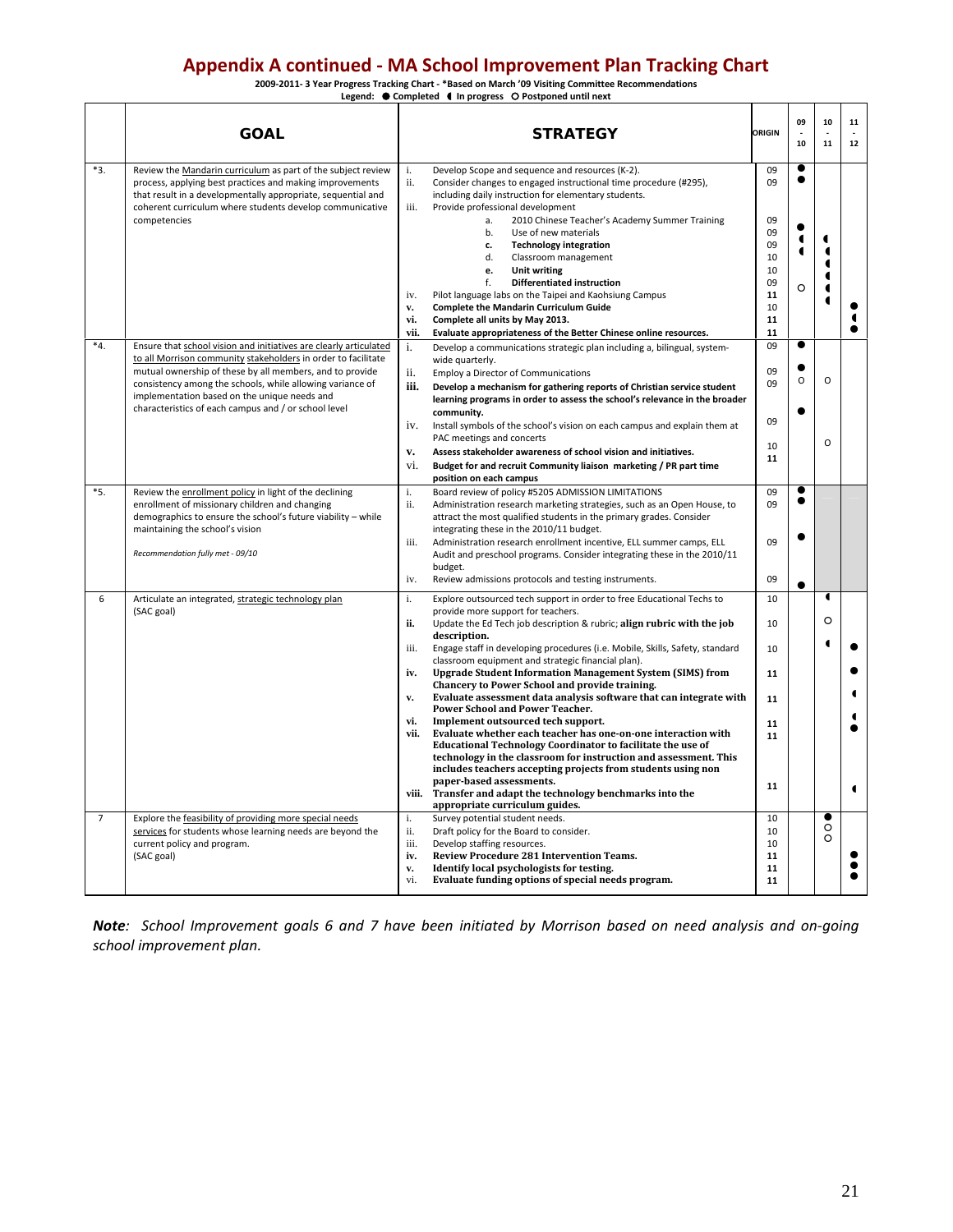# Appendix A continued - MA School Improvement Plan Tracking Chart

**2009-2011- 3 Year Progress Tracking Chart - *Based on March '09 Visiting Committee Recommendations**

**Legend: ● Completed ◖ In progress ○ Postponed until next**

| | GOAL | STRATEGY | ORIGIN | 09 - 10 | 10 - 11 | 11 - 12 |
|---|---|---|---|---|---|---|
| *3. | Review the Mandarin curriculum as part of the subject review process, applying best practices and making improvements that result in a developmentally appropriate, sequential and coherent curriculum where students develop communicative competencies | i. Develop Scope and sequence and resources (K-2). | 09 | ● | | |
| | | ii. Consider changes to engaged instructional time procedure (#295), including daily instruction for elementary students. | 09 | ● | | |
| | | iii. Provide professional development | | | | |
| | | a. 2010 Chinese Teacher's Academy Summer Training | 09 | ● | | |
| | | b. Use of new materials | 09 | ◖ | ◖ | |
| | | c. **Technology integration** | 09 | ◖ | ◖ | |
| | | d. Classroom management | 10 | | ◖ | |
| | | e. **Unit writing** | 10 | | ◖ | |
| | | f. **Differentiated instruction** | 09 | ○ | ◖ | |
| | | iv. Pilot language labs on the Taipei and Kaohsiung Campus | 11 | | ◖ | |
| | | v. **Complete the Mandarin Curriculum Guide** | 10 | | | ● |
| | | vi. **Complete all units by May 2013.** | 11 | | | ◖ |
| | | vii. **Evaluate appropriateness of the Better Chinese online resources.** | 11 | | | ● |
| *4. | Ensure that school vision and initiatives are clearly articulated to all Morrison community stakeholders in order to facilitate mutual ownership of these by all members, and to provide consistency among the schools, while allowing variance of implementation based on the unique needs and characteristics of each campus and / or school level | i. Develop a communications strategic plan including a, bilingual, system-wide quarterly. | 09 | ● | | |
| | | ii. Employ a Director of Communications | 09 | ● | | |
| | | iii. **Develop a mechanism for gathering reports of Christian service student learning programs in order to assess the school's relevance in the broader community.** | 09 | ○ | ○ | |
| | | iv. Install symbols of the school's vision on each campus and explain them at PAC meetings and concerts | 09 | ● | | |
| | | v. **Assess stakeholder awareness of school vision and initiatives.** | 10 | | ○ | |
| | | vi. **Budget for and recruit Community liaison marketing / PR part time position on each campus** | 11 | | | |
| *5. | Review the enrollment policy in light of the declining enrollment of missionary children and changing demographics to ensure the school's future viability – while maintaining the school's vision<br><br>*Recommendation fully met - 09/10* | i. Board review of policy #5205 ADMISSION LIMITATIONS | 09 | ● | | |
| | | ii. Administration research marketing strategies, such as an Open House, to attract the most qualified students in the primary grades. Consider integrating these in the 2010/11 budget. | 09 | ● | | |
| | | iii. Administration research enrollment incentive, ELL summer camps, ELL Audit and preschool programs. Consider integrating these in the 2010/11 budget. | 09 | ● | | |
| | | iv. Review admissions protocols and testing instruments. | 09 | ● | | |
| 6 | Articulate an integrated, strategic technology plan (SAC goal) | i. Explore outsourced tech support in order to free Educational Techs to provide more support for teachers. | 10 | | ◖ | |
| | | ii. Update the Ed Tech job description & rubric; **align rubric with the job description.** | 10 | | ○ | |
| | | iii. Engage staff in developing procedures (i.e. Mobile, Skills, Safety, standard classroom equipment and strategic financial plan). | 10 | | ◖ | ● |
| | | iv. **Upgrade Student Information Management System (SIMS) from Chancery to Power School and provide training.** | 11 | | | ● |
| | | v. **Evaluate assessment data analysis software that can integrate with Power School and Power Teacher.** | 11 | | | ◖ |
| | | vi. **Implement outsourced tech support.** | 11 | | | ◖ |
| | | vii. **Evaluate whether each teacher has one-on-one interaction with Educational Technology Coordinator to facilitate the use of technology in the classroom for instruction and assessment. This includes teachers accepting projects from students using non paper-based assessments.** | 11 | | | ● |
| | | viii. **Transfer and adapt the technology benchmarks into the appropriate curriculum guides.** | 11 | | | ◖ |
| 7 | Explore the feasibility of providing more special needs services for students whose learning needs are beyond the current policy and program. (SAC goal) | i. Survey potential student needs. | 10 | | ● | |
| | | ii. Draft policy for the Board to consider. | 10 | | ○ | |
| | | iii. Develop staffing resources. | 10 | | ○ | |
| | | iv. **Review Procedure 281 Intervention Teams.** | 11 | | | ● |
| | | v. **Identify local psychologists for testing.** | 11 | | | ● |
| | | vi. **Evaluate funding options of special needs program.** | 11 | | | ● |

***Note**: School Improvement goals 6 and 7 have been initiated by Morrison based on need analysis and on-going school improvement plan.*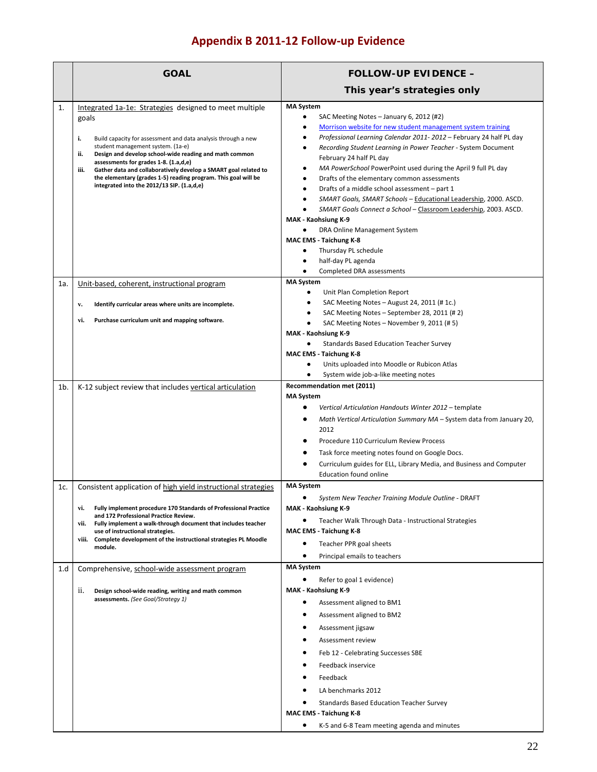# Appendix B 2011-12 Follow-up Evidence

| | GOAL | FOLLOW-UP EVIDENCE – This year's strategies only |
|---|---|---|
| 1. | Integrated 1a-1e: Strategies designed to meet multiple goals<br><br>**i.** Build capacity for assessment and data analysis through a new student management system. (1a-e)<br>**ii. Design and develop school-wide reading and math common assessments for grades 1-8. (1.a,d,e)**<br>**iii. Gather data and collaboratively develop a SMART goal related to the elementary (grades 1-5) reading program. This goal will be integrated into the 2012/13 SIP. (1.a,d,e)** | **MA System**<br>• SAC Meeting Notes – January 6, 2012 (#2)<br>• Morrison website for new student management system training<br>• *Professional Learning Calendar 2011- 2012* – February 24 half PL day<br>• *Recording Student Learning in Power Teacher* - System Document February 24 half PL day<br>• *MA PowerSchool* PowerPoint used during the April 9 full PL day<br>• Drafts of the elementary common assessments<br>• Drafts of a middle school assessment – part 1<br>• *SMART Goals, SMART Schools* – Educational Leadership, 2000. ASCD.<br>• *SMART Goals Connect a School* – Classroom Leadership, 2003. ASCD.<br>**MAK - Kaohsiung K-9**<br>• DRA Online Management System<br>**MAC EMS - Taichung K-8**<br>• Thursday PL schedule<br>• half-day PL agenda<br>• Completed DRA assessments |
| 1a. | Unit-based, coherent, instructional program<br><br>**v. Identify curricular areas where units are incomplete.**<br>**vi. Purchase curriculum unit and mapping software.** | **MA System**<br>• Unit Plan Completion Report<br>• SAC Meeting Notes – August 24, 2011 (# 1c.)<br>• SAC Meeting Notes – September 28, 2011 (# 2)<br>• SAC Meeting Notes – November 9, 2011 (# 5)<br>**MAK - Kaohsiung K-9**<br>• Standards Based Education Teacher Survey<br>**MAC EMS - Taichung K-8**<br>• Units uploaded into Moodle or Rubicon Atlas<br>• System wide job-a-like meeting notes |
| 1b. | K-12 subject review that includes vertical articulation | **Recommendation met (2011)**<br>**MA System**<br>• *Vertical Articulation Handouts Winter 2012* – template<br>• *Math Vertical Articulation Summary MA* – System data from January 20, 2012<br>• Procedure 110 Curriculum Review Process<br>• Task force meeting notes found on Google Docs.<br>• Curriculum guides for ELL, Library Media, and Business and Computer Education found online |
| 1c. | Consistent application of high yield instructional strategies<br><br>**vi. Fully implement procedure 170 Standards of Professional Practice and 172 Professional Practice Review.**<br>**vii. Fully implement a walk-through document that includes teacher use of instructional strategies.**<br>**viii. Complete development of the instructional strategies PL Moodle module.** | **MA System**<br>• *System New Teacher Training Module Outline* - DRAFT<br>**MAK - Kaohsiung K-9**<br>• Teacher Walk Through Data - Instructional Strategies<br>**MAC EMS - Taichung K-8**<br>• Teacher PPR goal sheets<br>• Principal emails to teachers |
| 1.d | Comprehensive, school-wide assessment program<br><br>ii. **Design school-wide reading, writing and math common assessments.** *(See Goal/Strategy 1)* | **MA System**<br>• Refer to goal 1 evidence)<br>**MAK - Kaohsiung K-9**<br>• Assessment aligned to BM1<br>• Assessment aligned to BM2<br>• Assessment jigsaw<br>• Assessment review<br>• Feb 12 - Celebrating Successes SBE<br>• Feedback inservice<br>• Feedback<br>• LA benchmarks 2012<br>• Standards Based Education Teacher Survey<br>**MAC EMS - Taichung K-8**<br>• K-5 and 6-8 Team meeting agenda and minutes |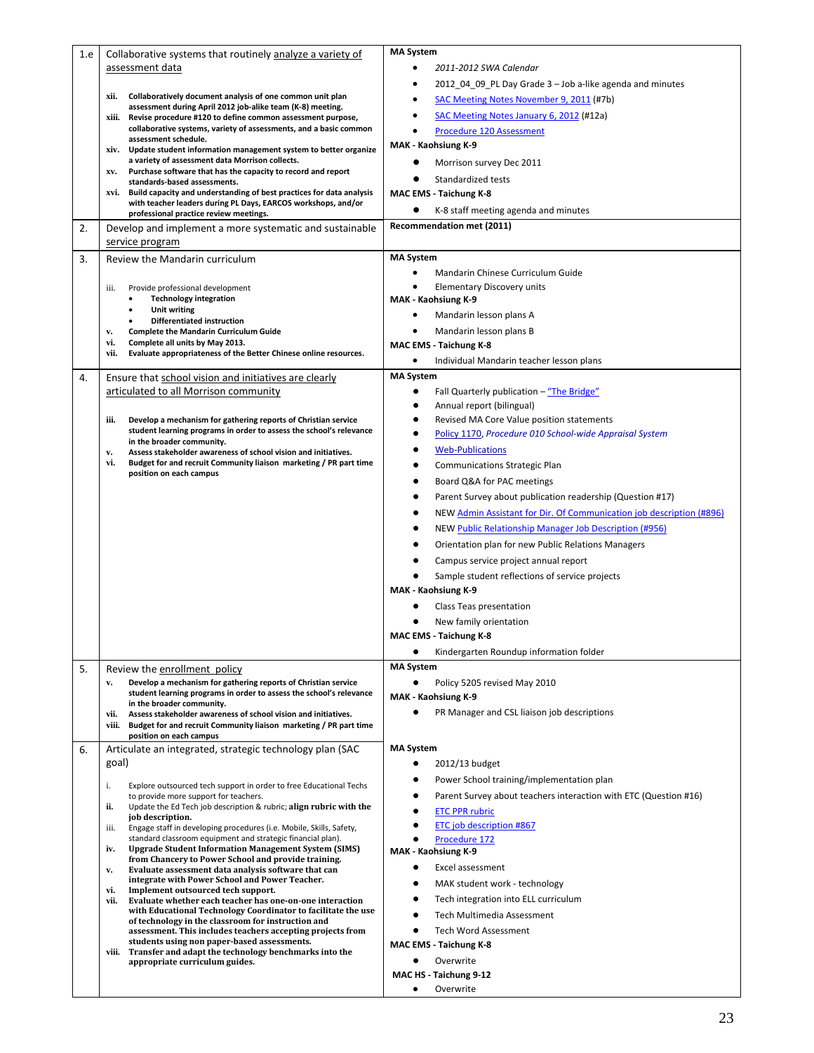| | | |
|---|---|---|
| 1.e | Collaborative systems that routinely analyze a variety of assessment data<br><br>xii. **Collaboratively document analysis of one common unit plan assessment during April 2012 job-alike team (K-8) meeting.**<br>xiii. **Revise procedure #120 to define common assessment purpose, collaborative systems, variety of assessments, and a basic common assessment schedule.**<br>xiv. **Update student information management system to better organize a variety of assessment data Morrison collects.**<br>xv. **Purchase software that has the capacity to record and report standards-based assessments.**<br>xvi. **Build capacity and understanding of best practices for data analysis with teacher leaders during PL Days, EARCOS workshops, and/or professional practice review meetings.** | **MA System**<br>• *2011-2012 SWA Calendar*<br>• 2012_04_09_PL Day Grade 3 – Job a-like agenda and minutes<br>• SAC Meeting Notes November 9, 2011 (#7b)<br>• SAC Meeting Notes January 6, 2012 (#12a)<br>• Procedure 120 Assessment<br>**MAK - Kaohsiung K-9**<br>• Morrison survey Dec 2011<br>• Standardized tests<br>**MAC EMS - Taichung K-8**<br>• K-8 staff meeting agenda and minutes |
| 2. | Develop and implement a more systematic and sustainable service program | **Recommendation met (2011)** |
| 3. | Review the Mandarin curriculum<br><br>iii. Provide professional development<br>• **Technology integration**<br>• **Unit writing**<br>• **Differentiated instruction**<br>v. **Complete the Mandarin Curriculum Guide**<br>vi. **Complete all units by May 2013.**<br>vii. **Evaluate appropriateness of the Better Chinese online resources.** | **MA System**<br>• Mandarin Chinese Curriculum Guide<br>• Elementary Discovery units<br>**MAK - Kaohsiung K-9**<br>• Mandarin lesson plans A<br>• Mandarin lesson plans B<br>**MAC EMS - Taichung K-8**<br>• Individual Mandarin teacher lesson plans |
| 4. | Ensure that school vision and initiatives are clearly articulated to all Morrison community<br><br>iii. **Develop a mechanism for gathering reports of Christian service student learning programs in order to assess the school's relevance in the broader community.**<br>v. **Assess stakeholder awareness of school vision and initiatives.**<br>vi. **Budget for and recruit Community liaison marketing / PR part time position on each campus** | **MA System**<br>• Fall Quarterly publication – "The Bridge"<br>• Annual report (bilingual)<br>• Revised MA Core Value position statements<br>• Policy 1170, *Procedure 010 School-wide Appraisal System*<br>• Web-Publications<br>• Communications Strategic Plan<br>• Board Q&A for PAC meetings<br>• Parent Survey about publication readership (Question #17)<br>• NEW Admin Assistant for Dir. Of Communication job description (#896)<br>• NEW Public Relationship Manager Job Description (#956)<br>• Orientation plan for new Public Relations Managers<br>• Campus service project annual report<br>• Sample student reflections of service projects<br>**MAK - Kaohsiung K-9**<br>• Class Teas presentation<br>• New family orientation<br>**MAC EMS - Taichung K-8**<br>• Kindergarten Roundup information folder |
| 5. | Review the enrollment policy<br>v. **Develop a mechanism for gathering reports of Christian service student learning programs in order to assess the school's relevance in the broader community.**<br>vii. **Assess stakeholder awareness of school vision and initiatives.**<br>viii. **Budget for and recruit Community liaison marketing / PR part time position on each campus** | **MA System**<br>• Policy 5205 revised May 2010<br>**MAK - Kaohsiung K-9**<br>• PR Manager and CSL liaison job descriptions |
| 6. | Articulate an integrated, strategic technology plan (SAC goal)<br><br>i. Explore outsourced tech support in order to free Educational Techs to provide more support for teachers.<br>ii. Update the Ed Tech job description & rubric; **align rubric with the job description.**<br>iii. Engage staff in developing procedures (i.e. Mobile, Skills, Safety, standard classroom equipment and strategic financial plan).<br>iv. **Upgrade Student Information Management System (SIMS) from Chancery to Power School and provide training.**<br>v. **Evaluate assessment data analysis software that can integrate with Power School and Power Teacher.**<br>vi. **Implement outsourced tech support.**<br>vii. **Evaluate whether each teacher has one-on-one interaction with Educational Technology Coordinator to facilitate the use of technology in the classroom for instruction and assessment. This includes teachers accepting projects from students using non paper-based assessments.**<br>viii. **Transfer and adapt the technology benchmarks into the appropriate curriculum guides.** | **MA System**<br>• 2012/13 budget<br>• Power School training/implementation plan<br>• Parent Survey about teachers interaction with ETC (Question #16)<br>• ETC PPR rubric<br>• ETC job description #867<br>• Procedure 172<br>**MAK - Kaohsiung K-9**<br>• Excel assessment<br>• MAK student work - technology<br>• Tech integration into ELL curriculum<br>• Tech Multimedia Assessment<br>• Tech Word Assessment<br>**MAC EMS - Taichung K-8**<br>• Overwrite<br>**MAC HS - Taichung 9-12**<br>• Overwrite |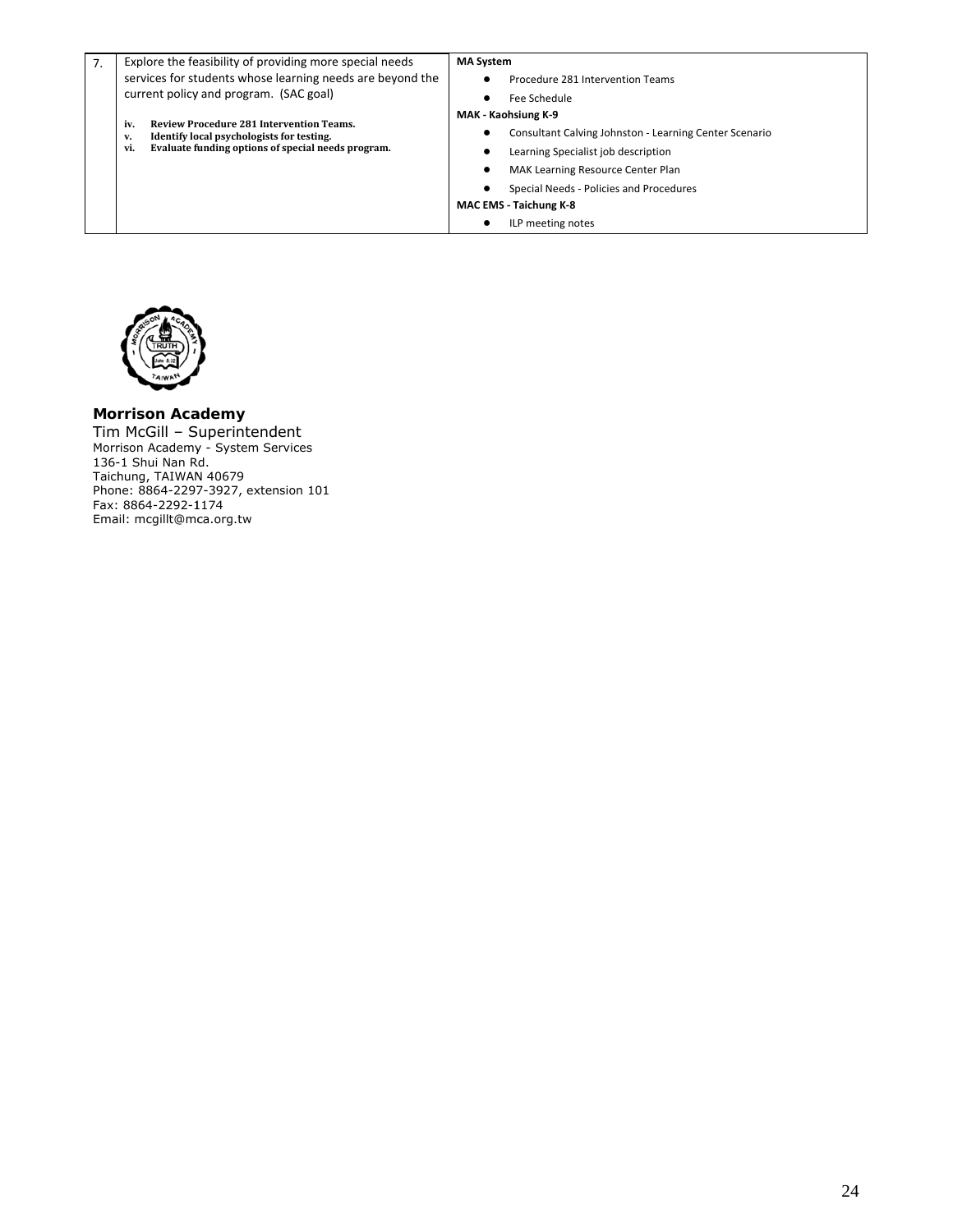| | | |
|---|---|---|
| 7. | Explore the feasibility of providing more special needs services for students whose learning needs are beyond the current policy and program. (SAC goal)<br><br>iv. **Review Procedure 281 Intervention Teams.**<br>v. **Identify local psychologists for testing.**<br>vi. **Evaluate funding options of special needs program.** | **MA System**<br>• Procedure 281 Intervention Teams<br>• Fee Schedule<br>**MAK - Kaohsiung K-9**<br>• Consultant Calving Johnston - Learning Center Scenario<br>• Learning Specialist job description<br>• MAK Learning Resource Center Plan<br>• Special Needs - Policies and Procedures<br>**MAC EMS - Taichung K-8**<br>• ILP meeting notes |

**Morrison Academy**

Tim McGill – Superintendent

Morrison Academy - System Services
136-1 Shui Nan Rd.
Taichung, TAIWAN 40679
Phone: 8864-2297-3927, extension 101
Fax: 8864-2292-1174
Email: mcgillt@mca.org.tw